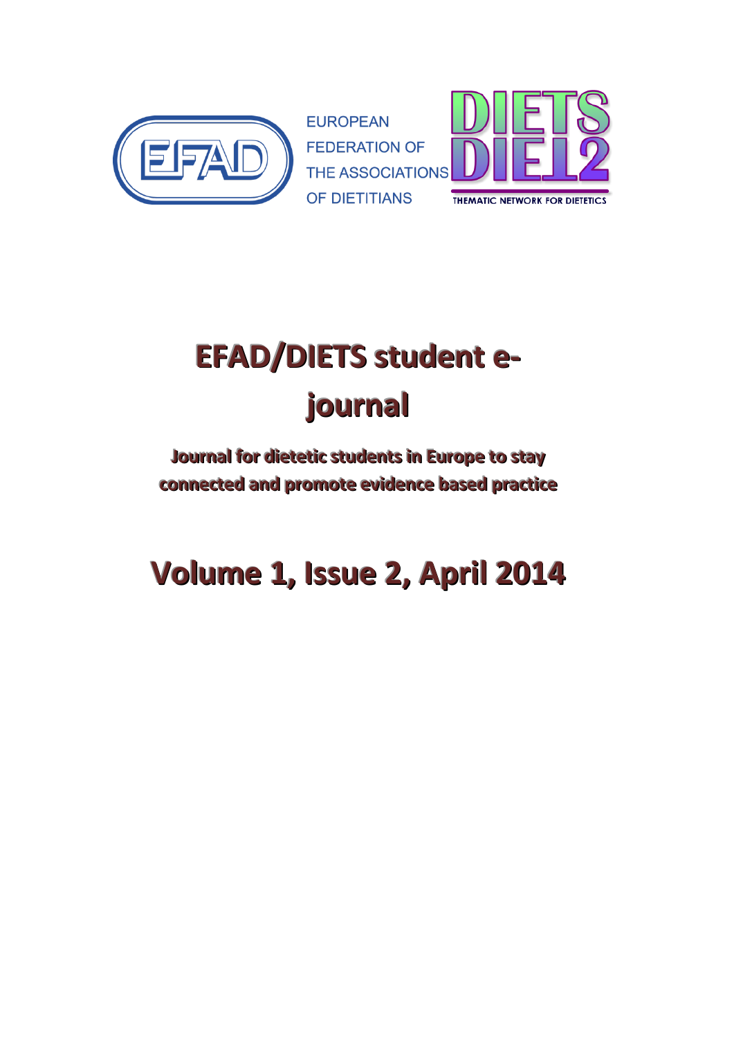EUROPEAN FEDERATION OF THE ASSOCIATIONS OF DIETITIANS

DIETS DIET2 THEMATIC NETWORK FOR DIETETICS

# EFAD/DIETS student e-journal

**Journal for dietetic students in Europe to stay connected and promote evidence based practice**

## Volume 1, Issue 2, April 2014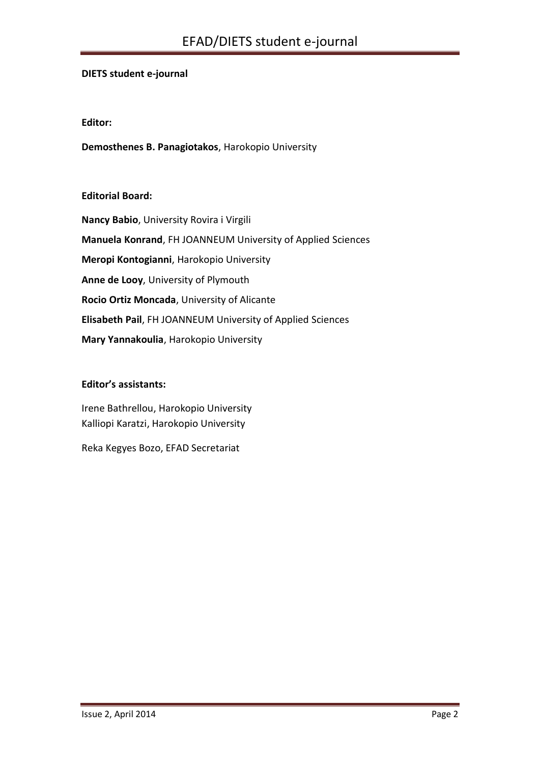**DIETS student e-journal**

**Editor:**

**Demosthenes B. Panagiotakos**, Harokopio University

**Editorial Board:**

**Nancy Babio**, University Rovira i Virgili

**Manuela Konrand**, FH JOANNEUM University of Applied Sciences

**Meropi Kontogianni**, Harokopio University

**Anne de Looy**, University of Plymouth

**Rocio Ortiz Moncada**, University of Alicante

**Elisabeth Pail**, FH JOANNEUM University of Applied Sciences

**Mary Yannakoulia**, Harokopio University

**Editor's assistants:**

Irene Bathrellou, Harokopio University
Kalliopi Karatzi, Harokopio University

Reka Kegyes Bozo, EFAD Secretariat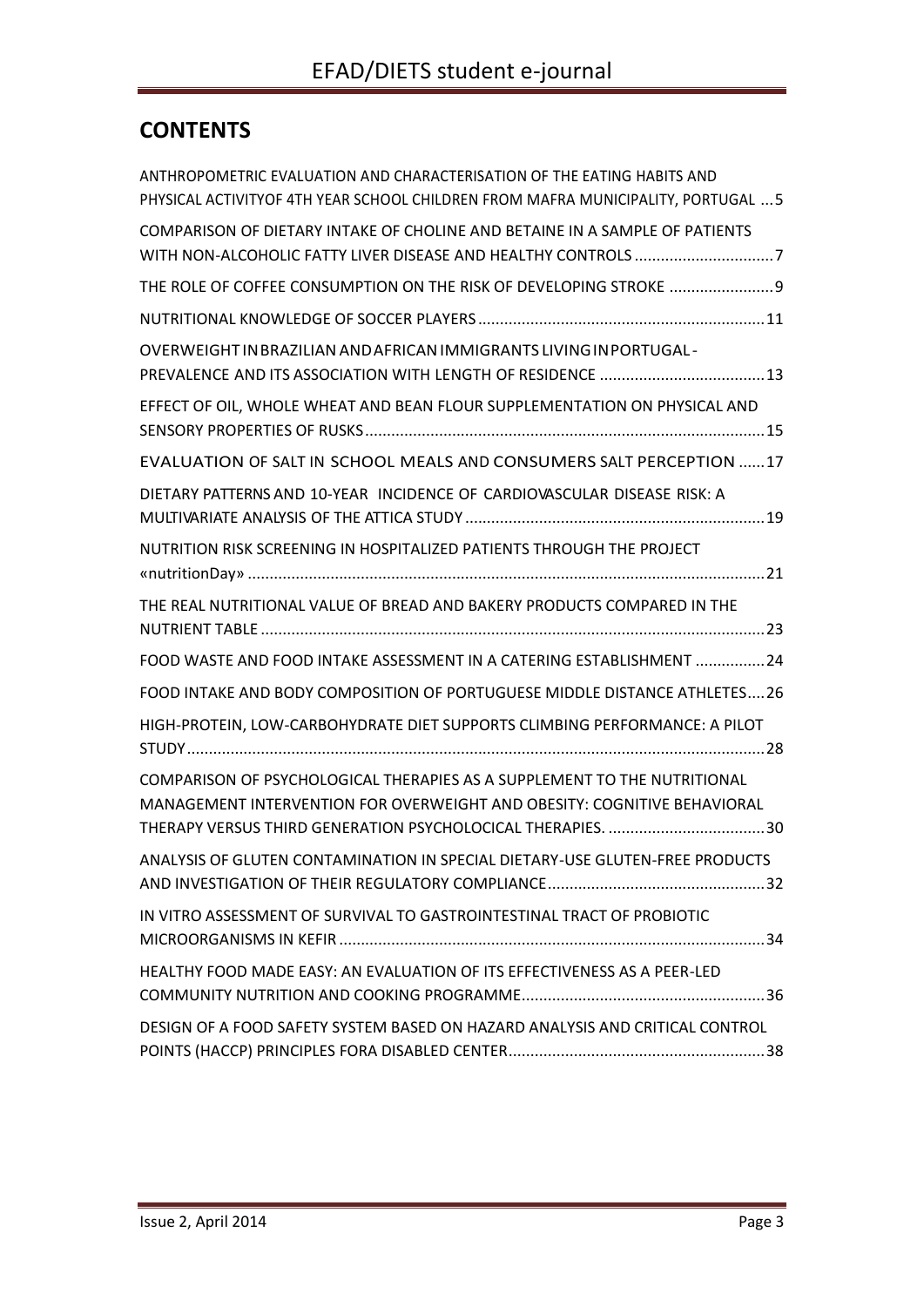## CONTENTS

ANTHROPOMETRIC EVALUATION AND CHARACTERISATION OF THE EATING HABITS AND PHYSICAL ACTIVITYOF 4TH YEAR SCHOOL CHILDREN FROM MAFRA MUNICIPALITY, PORTUGAL ...5

COMPARISON OF DIETARY INTAKE OF CHOLINE AND BETAINE IN A SAMPLE OF PATIENTS WITH NON-ALCOHOLIC FATTY LIVER DISEASE AND HEALTHY CONTROLS ................................7

THE ROLE OF COFFEE CONSUMPTION ON THE RISK OF DEVELOPING STROKE ........................9

NUTRITIONAL KNOWLEDGE OF SOCCER PLAYERS.................................................................11

OVERWEIGHT IN BRAZILIAN AND AFRICAN IMMIGRANTS LIVING IN PORTUGAL - PREVALENCE AND ITS ASSOCIATION WITH LENGTH OF RESIDENCE ......................................13

EFFECT OF OIL, WHOLE WHEAT AND BEAN FLOUR SUPPLEMENTATION ON PHYSICAL AND SENSORY PROPERTIES OF RUSKS...........................................................................................15

EVALUATION OF SALT IN SCHOOL MEALS AND CONSUMERS SALT PERCEPTION ......17

DIETARY PATTERNS AND 10-YEAR INCIDENCE OF CARDIOVASCULAR DISEASE RISK: A MULTIVARIATE ANALYSIS OF THE ATTICA STUDY ....................................................................19

NUTRITION RISK SCREENING IN HOSPITALIZED PATIENTS THROUGH THE PROJECT «nutritionDay» ......................................................................................................................21

THE REAL NUTRITIONAL VALUE OF BREAD AND BAKERY PRODUCTS COMPARED IN THE NUTRIENT TABLE ...................................................................................................................23

FOOD WASTE AND FOOD INTAKE ASSESSMENT IN A CATERING ESTABLISHMENT ................24

FOOD INTAKE AND BODY COMPOSITION OF PORTUGUESE MIDDLE DISTANCE ATHLETES....26

HIGH-PROTEIN, LOW-CARBOHYDRATE DIET SUPPORTS CLIMBING PERFORMANCE: A PILOT STUDY....................................................................................................................................28

COMPARISON OF PSYCHOLOGICAL THERAPIES AS A SUPPLEMENT TO THE NUTRITIONAL MANAGEMENT INTERVENTION FOR OVERWEIGHT AND OBESITY: COGNITIVE BEHAVIORAL THERAPY VERSUS THIRD GENERATION PSYCHOLOCICAL THERAPIES. ....................................30

ANALYSIS OF GLUTEN CONTAMINATION IN SPECIAL DIETARY-USE GLUTEN-FREE PRODUCTS AND INVESTIGATION OF THEIR REGULATORY COMPLIANCE..................................................32

IN VITRO ASSESSMENT OF SURVIVAL TO GASTROINTESTINAL TRACT OF PROBIOTIC MICROORGANISMS IN KEFIR .................................................................................................34

HEALTHY FOOD MADE EASY: AN EVALUATION OF ITS EFFECTIVENESS AS A PEER-LED COMMUNITY NUTRITION AND COOKING PROGRAMME........................................................36

DESIGN OF A FOOD SAFETY SYSTEM BASED ON HAZARD ANALYSIS AND CRITICAL CONTROL POINTS (HACCP) PRINCIPLES FORA DISABLED CENTER...........................................................38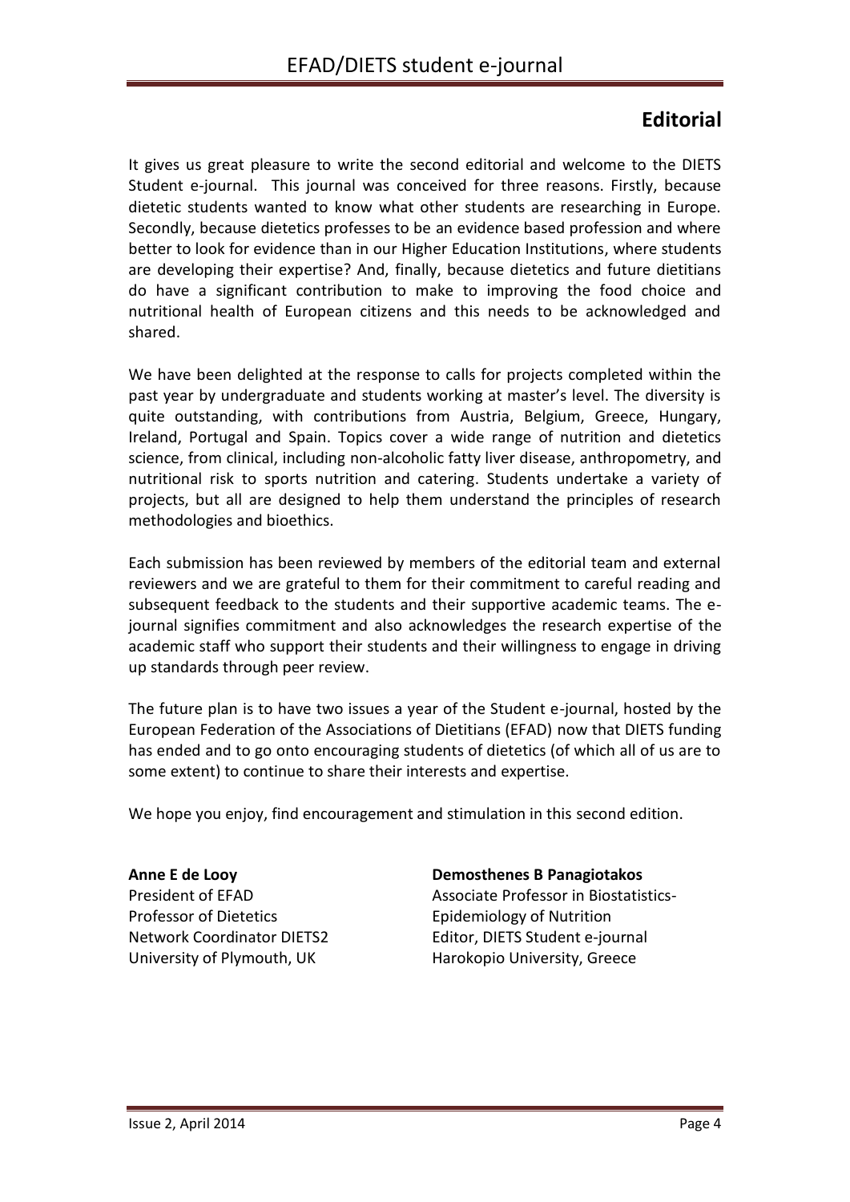# Editorial

It gives us great pleasure to write the second editorial and welcome to the DIETS Student e-journal. This journal was conceived for three reasons. Firstly, because dietetic students wanted to know what other students are researching in Europe. Secondly, because dietetics professes to be an evidence based profession and where better to look for evidence than in our Higher Education Institutions, where students are developing their expertise? And, finally, because dietetics and future dietitians do have a significant contribution to make to improving the food choice and nutritional health of European citizens and this needs to be acknowledged and shared.

We have been delighted at the response to calls for projects completed within the past year by undergraduate and students working at master's level. The diversity is quite outstanding, with contributions from Austria, Belgium, Greece, Hungary, Ireland, Portugal and Spain. Topics cover a wide range of nutrition and dietetics science, from clinical, including non-alcoholic fatty liver disease, anthropometry, and nutritional risk to sports nutrition and catering. Students undertake a variety of projects, but all are designed to help them understand the principles of research methodologies and bioethics.

Each submission has been reviewed by members of the editorial team and external reviewers and we are grateful to them for their commitment to careful reading and subsequent feedback to the students and their supportive academic teams. The e-journal signifies commitment and also acknowledges the research expertise of the academic staff who support their students and their willingness to engage in driving up standards through peer review.

The future plan is to have two issues a year of the Student e-journal, hosted by the European Federation of the Associations of Dietitians (EFAD) now that DIETS funding has ended and to go onto encouraging students of dietetics (of which all of us are to some extent) to continue to share their interests and expertise.

We hope you enjoy, find encouragement and stimulation in this second edition.

**Anne E de Looy**
President of EFAD
Professor of Dietetics
Network Coordinator DIETS2
University of Plymouth, UK

**Demosthenes B Panagiotakos**
Associate Professor in Biostatistics-Epidemiology of Nutrition
Editor, DIETS Student e-journal
Harokopio University, Greece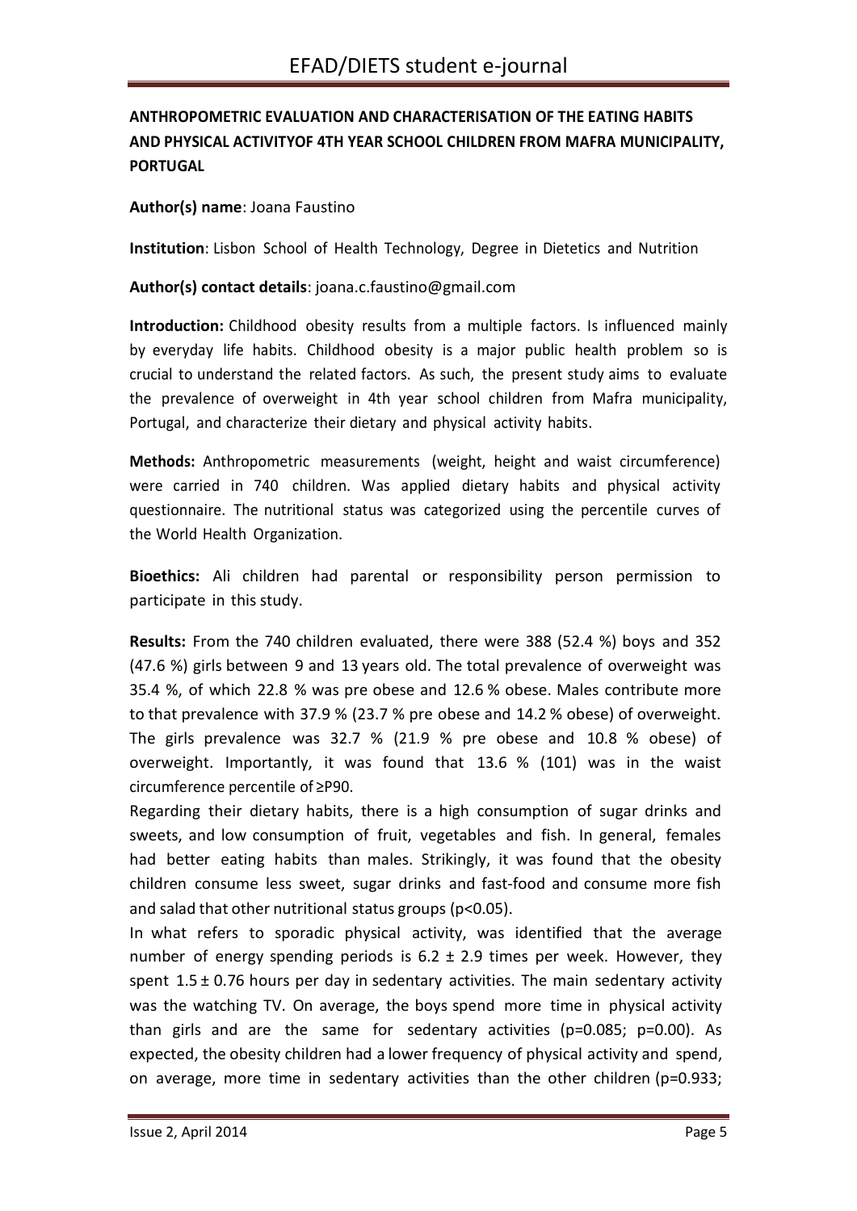## ANTHROPOMETRIC EVALUATION AND CHARACTERISATION OF THE EATING HABITS AND PHYSICAL ACTIVITYOF 4TH YEAR SCHOOL CHILDREN FROM MAFRA MUNICIPALITY, PORTUGAL

**Author(s) name**: Joana Faustino

**Institution**: Lisbon School of Health Technology, Degree in Dietetics and Nutrition

**Author(s) contact details**: joana.c.faustino@gmail.com

**Introduction:** Childhood obesity results from a multiple factors. Is influenced mainly by everyday life habits. Childhood obesity is a major public health problem so is crucial to understand the related factors. As such, the present study aims to evaluate the prevalence of overweight in 4th year school children from Mafra municipality, Portugal, and characterize their dietary and physical activity habits.

**Methods:** Anthropometric measurements (weight, height and waist circumference) were carried in 740 children. Was applied dietary habits and physical activity questionnaire. The nutritional status was categorized using the percentile curves of the World Health Organization.

**Bioethics:** Ali children had parental or responsibility person permission to participate in this study.

**Results:** From the 740 children evaluated, there were 388 (52.4 %) boys and 352 (47.6 %) girls between 9 and 13 years old. The total prevalence of overweight was 35.4 %, of which 22.8 % was pre obese and 12.6 % obese. Males contribute more to that prevalence with 37.9 % (23.7 % pre obese and 14.2 % obese) of overweight. The girls prevalence was 32.7 % (21.9 % pre obese and 10.8 % obese) of overweight. Importantly, it was found that 13.6 % (101) was in the waist circumference percentile of ≥P90.

Regarding their dietary habits, there is a high consumption of sugar drinks and sweets, and low consumption of fruit, vegetables and fish. In general, females had better eating habits than males. Strikingly, it was found that the obesity children consume less sweet, sugar drinks and fast-food and consume more fish and salad that other nutritional status groups ($p<0.05$).

In what refers to sporadic physical activity, was identified that the average number of energy spending periods is $6.2 \pm 2.9$ times per week. However, they spent $1.5 \pm 0.76$ hours per day in sedentary activities. The main sedentary activity was the watching TV. On average, the boys spend more time in physical activity than girls and are the same for sedentary activities ($p=0.085$; $p=0.00$). As expected, the obesity children had a lower frequency of physical activity and spend, on average, more time in sedentary activities than the other children ($p=0.933$;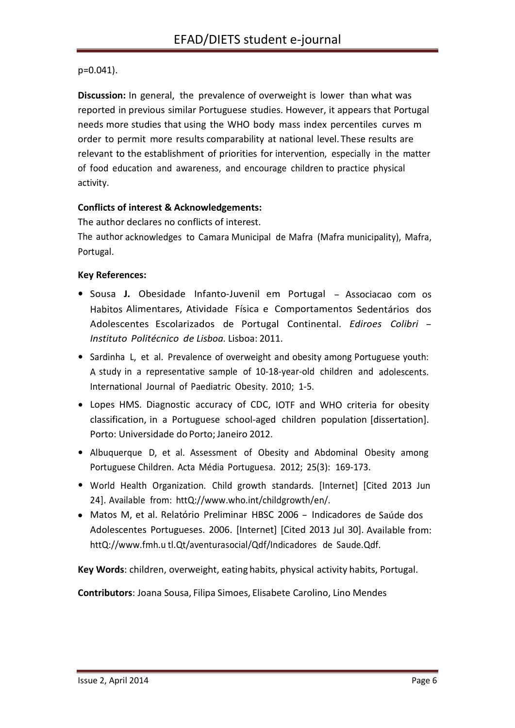p=0.041).

**Discussion:** In general, the prevalence of overweight is lower than what was reported in previous similar Portuguese studies. However, it appears that Portugal needs more studies that using the WHO body mass index percentiles curves m order to permit more results comparability at national level. These results are relevant to the establishment of priorities for intervention, especially in the matter of food education and awareness, and encourage children to practice physical activity.

**Conflicts of interest & Acknowledgements:**

The author declares no conflicts of interest.

The author acknowledges to Camara Municipal de Mafra (Mafra municipality), Mafra, Portugal.

**Key References:**

- Sousa **J.** Obesidade Infanto-Juvenil em Portugal – Associacao com os Habitos Alimentares, Atividade Física e Comportamentos Sedentários dos Adolescentes Escolarizados de Portugal Continental. *Ediroes Colibri – Instituto Politécnico de Lisboa.* Lisboa: 2011.
- Sardinha L, et al. Prevalence of overweight and obesity among Portuguese youth: A study in a representative sample of 10-18-year-old children and adolescents. International Journal of Paediatric Obesity. 2010; 1-5.
- Lopes HMS. Diagnostic accuracy of CDC, IOTF and WHO criteria for obesity classification, in a Portuguese school-aged children population [dissertation]. Porto: Universidade do Porto; Janeiro 2012.
- Albuquerque D, et al. Assessment of Obesity and Abdominal Obesity among Portuguese Children. Acta Média Portuguesa. 2012; 25(3): 169-173.
- World Health Organization. Child growth standards. [Internet] [Cited 2013 Jun 24]. Available from: httQ://www.who.int/childgrowth/en/.
- Matos M, et al. Relatório Preliminar HBSC 2006 – Indicadores de Saúde dos Adolescentes Portugueses. 2006. [Internet] [Cited 2013 Jul 30]. Available from: httQ://www.fmh.u tl.Qt/aventurasocial/Qdf/Indicadores de Saude.Qdf.

**Key Words**: children, overweight, eating habits, physical activity habits, Portugal.

**Contributors**: Joana Sousa, Filipa Simoes, Elisabete Carolino, Lino Mendes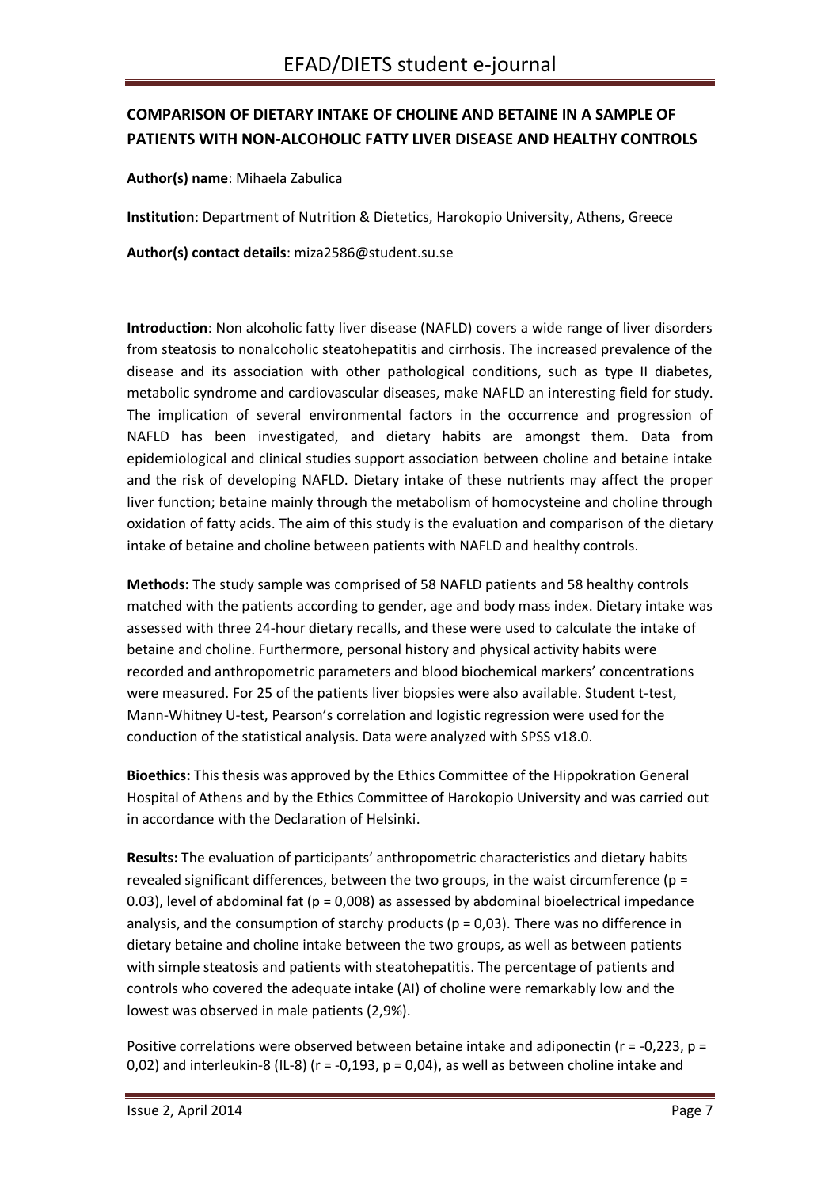## COMPARISON OF DIETARY INTAKE OF CHOLINE AND BETAINE IN A SAMPLE OF PATIENTS WITH NON-ALCOHOLIC FATTY LIVER DISEASE AND HEALTHY CONTROLS

**Author(s) name**: Mihaela Zabulica

**Institution**: Department of Nutrition & Dietetics, Harokopio University, Athens, Greece

**Author(s) contact details**: miza2586@student.su.se

**Introduction**: Non alcoholic fatty liver disease (NAFLD) covers a wide range of liver disorders from steatosis to nonalcoholic steatohepatitis and cirrhosis. The increased prevalence of the disease and its association with other pathological conditions, such as type II diabetes, metabolic syndrome and cardiovascular diseases, make NAFLD an interesting field for study. The implication of several environmental factors in the occurrence and progression of NAFLD has been investigated, and dietary habits are amongst them. Data from epidemiological and clinical studies support association between choline and betaine intake and the risk of developing NAFLD. Dietary intake of these nutrients may affect the proper liver function; betaine mainly through the metabolism of homocysteine and choline through oxidation of fatty acids. The aim of this study is the evaluation and comparison of the dietary intake of betaine and choline between patients with NAFLD and healthy controls.

**Methods:** The study sample was comprised of 58 NAFLD patients and 58 healthy controls matched with the patients according to gender, age and body mass index. Dietary intake was assessed with three 24-hour dietary recalls, and these were used to calculate the intake of betaine and choline. Furthermore, personal history and physical activity habits were recorded and anthropometric parameters and blood biochemical markers' concentrations were measured. For 25 of the patients liver biopsies were also available. Student t-test, Mann-Whitney U-test, Pearson's correlation and logistic regression were used for the conduction of the statistical analysis. Data were analyzed with SPSS v18.0.

**Bioethics:** This thesis was approved by the Ethics Committee of the Hippokration General Hospital of Athens and by the Ethics Committee of Harokopio University and was carried out in accordance with the Declaration of Helsinki.

**Results:** The evaluation of participants' anthropometric characteristics and dietary habits revealed significant differences, between the two groups, in the waist circumference ($p$ = 0.03), level of abdominal fat ($p$ = 0,008) as assessed by abdominal bioelectrical impedance analysis, and the consumption of starchy products ($p$ = 0,03). There was no difference in dietary betaine and choline intake between the two groups, as well as between patients with simple steatosis and patients with steatohepatitis. The percentage of patients and controls who covered the adequate intake (AI) of choline were remarkably low and the lowest was observed in male patients (2,9%).

Positive correlations were observed between betaine intake and adiponectin ($r$ = -0,223, $p$ = 0,02) and interleukin-8 (IL-8) ($r$ = -0,193, $p$ = 0,04), as well as between choline intake and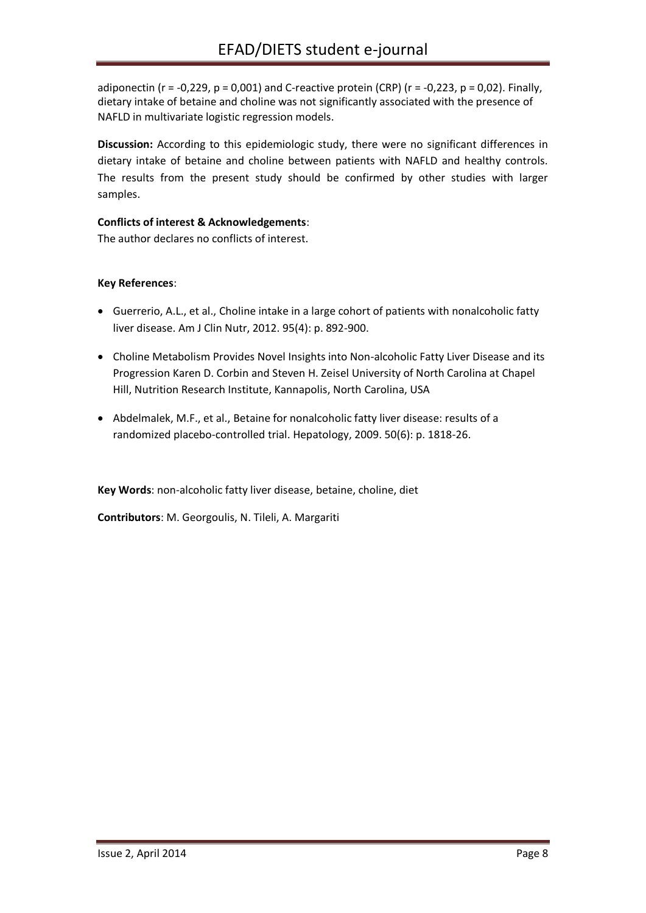adiponectin ($r = -0,229$, $p = 0,001$) and C-reactive protein (CRP) ($r = -0,223$, $p = 0,02$). Finally, dietary intake of betaine and choline was not significantly associated with the presence of NAFLD in multivariate logistic regression models.

**Discussion:** According to this epidemiologic study, there were no significant differences in dietary intake of betaine and choline between patients with NAFLD and healthy controls. The results from the present study should be confirmed by other studies with larger samples.

**Conflicts of interest & Acknowledgements**:
The author declares no conflicts of interest.

**Key References**:

- Guerrerio, A.L., et al., Choline intake in a large cohort of patients with nonalcoholic fatty liver disease. Am J Clin Nutr, 2012. 95(4): p. 892-900.
- Choline Metabolism Provides Novel Insights into Non-alcoholic Fatty Liver Disease and its Progression Karen D. Corbin and Steven H. Zeisel University of North Carolina at Chapel Hill, Nutrition Research Institute, Kannapolis, North Carolina, USA
- Abdelmalek, M.F., et al., Betaine for nonalcoholic fatty liver disease: results of a randomized placebo-controlled trial. Hepatology, 2009. 50(6): p. 1818-26.

**Key Words**: non-alcoholic fatty liver disease, betaine, choline, diet

**Contributors**: M. Georgoulis, N. Tileli, A. Margariti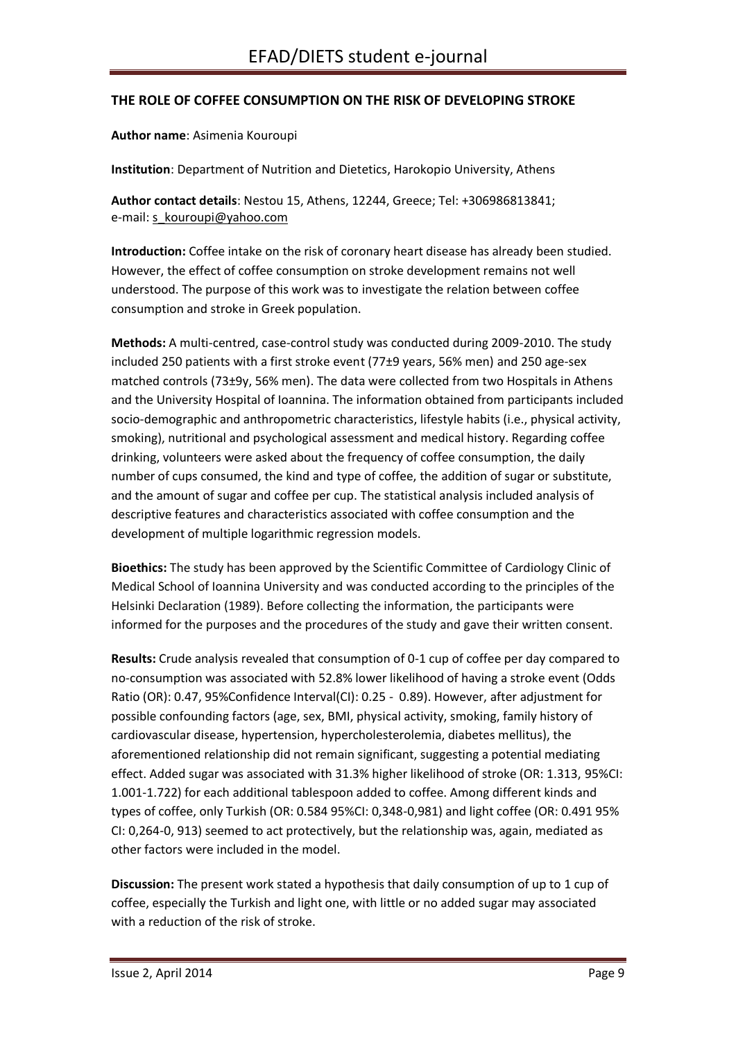## THE ROLE OF COFFEE CONSUMPTION ON THE RISK OF DEVELOPING STROKE

**Author name**: Asimenia Kouroupi

**Institution**: Department of Nutrition and Dietetics, Harokopio University, Athens

**Author contact details**: Nestou 15, Athens, 12244, Greece; Tel: +306986813841; e-mail: s_kouroupi@yahoo.com

**Introduction:** Coffee intake on the risk of coronary heart disease has already been studied. However, the effect of coffee consumption on stroke development remains not well understood. The purpose of this work was to investigate the relation between coffee consumption and stroke in Greek population.

**Methods:** A multi-centred, case-control study was conducted during 2009-2010. The study included 250 patients with a first stroke event (77±9 years, 56% men) and 250 age-sex matched controls (73±9y, 56% men). The data were collected from two Hospitals in Athens and the University Hospital of Ioannina. The information obtained from participants included socio-demographic and anthropometric characteristics, lifestyle habits (i.e., physical activity, smoking), nutritional and psychological assessment and medical history. Regarding coffee drinking, volunteers were asked about the frequency of coffee consumption, the daily number of cups consumed, the kind and type of coffee, the addition of sugar or substitute, and the amount of sugar and coffee per cup. The statistical analysis included analysis of descriptive features and characteristics associated with coffee consumption and the development of multiple logarithmic regression models.

**Bioethics:** The study has been approved by the Scientific Committee of Cardiology Clinic of Medical School of Ioannina University and was conducted according to the principles of the Helsinki Declaration (1989). Before collecting the information, the participants were informed for the purposes and the procedures of the study and gave their written consent.

**Results:** Crude analysis revealed that consumption of 0-1 cup of coffee per day compared to no-consumption was associated with 52.8% lower likelihood of having a stroke event (Odds Ratio (OR): 0.47, 95%Confidence Interval(CI): 0.25 - 0.89). However, after adjustment for possible confounding factors (age, sex, BMI, physical activity, smoking, family history of cardiovascular disease, hypertension, hypercholesterolemia, diabetes mellitus), the aforementioned relationship did not remain significant, suggesting a potential mediating effect. Added sugar was associated with 31.3% higher likelihood of stroke (OR: 1.313, 95%CI: 1.001-1.722) for each additional tablespoon added to coffee. Among different kinds and types of coffee, only Turkish (OR: 0.584 95%CI: 0,348-0,981) and light coffee (OR: 0.491 95% CI: 0,264-0, 913) seemed to act protectively, but the relationship was, again, mediated as other factors were included in the model.

**Discussion:** The present work stated a hypothesis that daily consumption of up to 1 cup of coffee, especially the Turkish and light one, with little or no added sugar may associated with a reduction of the risk of stroke.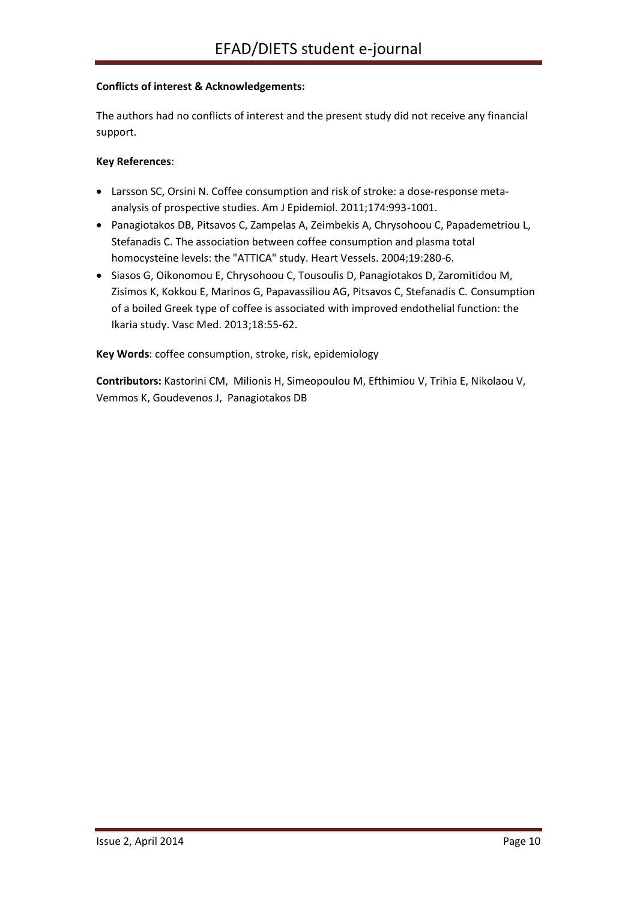**Conflicts of interest & Acknowledgements:**

The authors had no conflicts of interest and the present study did not receive any financial support.

**Key References**:

- Larsson SC, Orsini N. Coffee consumption and risk of stroke: a dose-response meta-analysis of prospective studies. Am J Epidemiol. 2011;174:993-1001.
- Panagiotakos DB, Pitsavos C, Zampelas A, Zeimbekis A, Chrysohoou C, Papademetriou L, Stefanadis C. The association between coffee consumption and plasma total homocysteine levels: the "ATTICA" study. Heart Vessels. 2004;19:280-6.
- Siasos G, Oikonomou E, Chrysohoou C, Tousoulis D, Panagiotakos D, Zaromitidou M, Zisimos K, Kokkou E, Marinos G, Papavassiliou AG, Pitsavos C, Stefanadis C. Consumption of a boiled Greek type of coffee is associated with improved endothelial function: the Ikaria study. Vasc Med. 2013;18:55-62.

**Key Words**: coffee consumption, stroke, risk, epidemiology

**Contributors:** Kastorini CM, Milionis H, Simeopoulou M, Efthimiou V, Trihia E, Nikolaou V, Vemmos K, Goudevenos J, Panagiotakos DB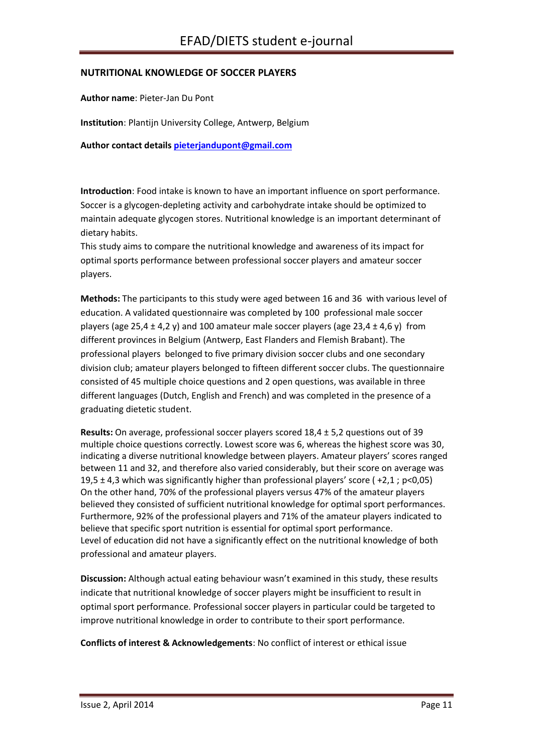## NUTRITIONAL KNOWLEDGE OF SOCCER PLAYERS

**Author name**: Pieter-Jan Du Pont

**Institution**: Plantijn University College, Antwerp, Belgium

**Author contact details** pieterjandupont@gmail.com

**Introduction**: Food intake is known to have an important influence on sport performance. Soccer is a glycogen-depleting activity and carbohydrate intake should be optimized to maintain adequate glycogen stores. Nutritional knowledge is an important determinant of dietary habits.

This study aims to compare the nutritional knowledge and awareness of its impact for optimal sports performance between professional soccer players and amateur soccer players.

**Methods:** The participants to this study were aged between 16 and 36 with various level of education. A validated questionnaire was completed by 100 professional male soccer players (age 25,4 ± 4,2 y) and 100 amateur male soccer players (age 23,4 ± 4,6 y) from different provinces in Belgium (Antwerp, East Flanders and Flemish Brabant). The professional players belonged to five primary division soccer clubs and one secondary division club; amateur players belonged to fifteen different soccer clubs. The questionnaire consisted of 45 multiple choice questions and 2 open questions, was available in three different languages (Dutch, English and French) and was completed in the presence of a graduating dietetic student.

**Results:** On average, professional soccer players scored 18,4 ± 5,2 questions out of 39 multiple choice questions correctly. Lowest score was 6, whereas the highest score was 30, indicating a diverse nutritional knowledge between players. Amateur players' scores ranged between 11 and 32, and therefore also varied considerably, but their score on average was 19,5 ± 4,3 which was significantly higher than professional players' score ( +2,1 ; $p<0,05$)
On the other hand, 70% of the professional players versus 47% of the amateur players believed they consisted of sufficient nutritional knowledge for optimal sport performances. Furthermore, 92% of the professional players and 71% of the amateur players indicated to believe that specific sport nutrition is essential for optimal sport performance.
Level of education did not have a significantly effect on the nutritional knowledge of both professional and amateur players.

**Discussion:** Although actual eating behaviour wasn't examined in this study, these results indicate that nutritional knowledge of soccer players might be insufficient to result in optimal sport performance. Professional soccer players in particular could be targeted to improve nutritional knowledge in order to contribute to their sport performance.

**Conflicts of interest & Acknowledgements**: No conflict of interest or ethical issue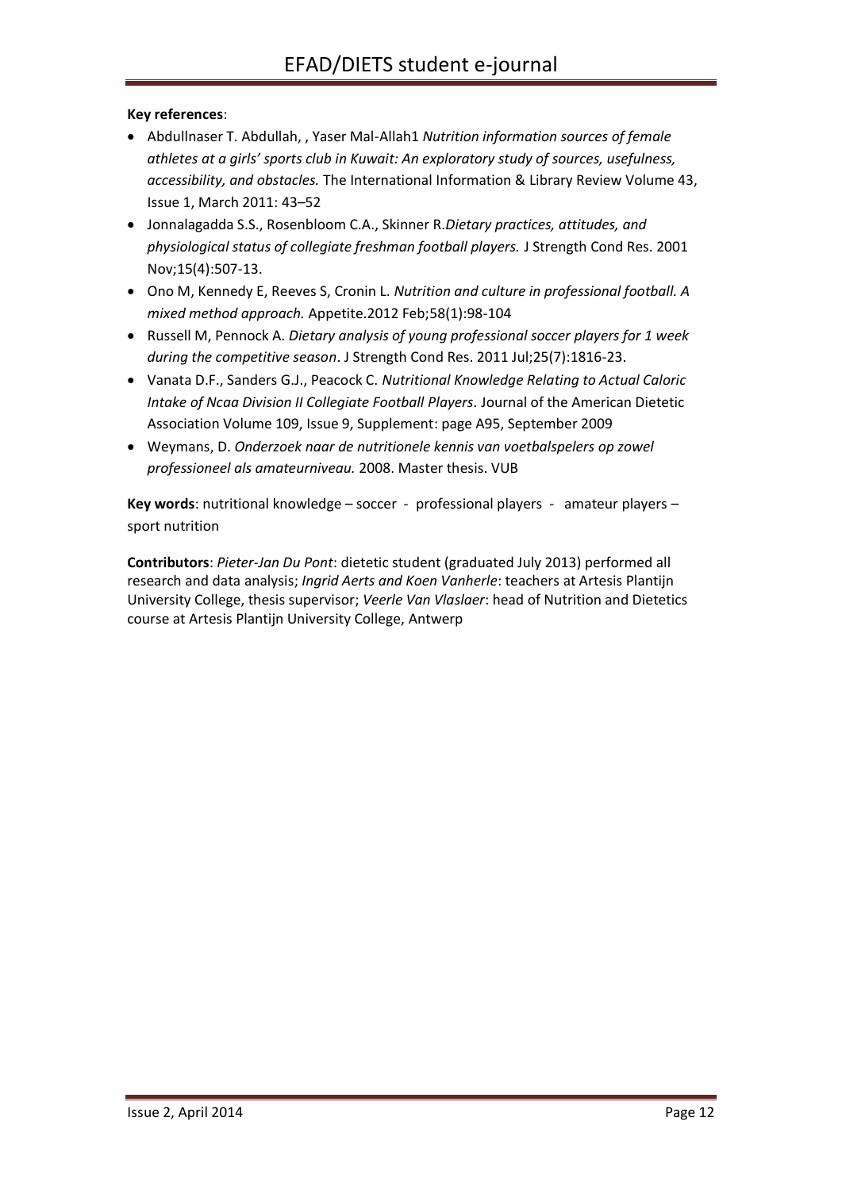**Key references**:

- Abdullnaser T. Abdullah, , Yaser Mal-Allah1 *Nutrition information sources of female athletes at a girls' sports club in Kuwait: An exploratory study of sources, usefulness, accessibility, and obstacles.* The International Information & Library Review Volume 43, Issue 1, March 2011: 43–52
- Jonnalagadda S.S., Rosenbloom C.A., Skinner R.*Dietary practices, attitudes, and physiological status of collegiate freshman football players.* J Strength Cond Res. 2001 Nov;15(4):507-13.
- Ono M, Kennedy E, Reeves S, Cronin L. *Nutrition and culture in professional football. A mixed method approach.* Appetite.2012 Feb;58(1):98-104
- Russell M, Pennock A. *Dietary analysis of young professional soccer players for 1 week during the competitive season*. J Strength Cond Res. 2011 Jul;25(7):1816-23.
- Vanata D.F., Sanders G.J., Peacock C. *Nutritional Knowledge Relating to Actual Caloric Intake of Ncaa Division II Collegiate Football Players*. Journal of the American Dietetic Association Volume 109, Issue 9, Supplement: page A95, September 2009
- Weymans, D. *Onderzoek naar de nutritionele kennis van voetbalspelers op zowel professioneel als amateurniveau.* 2008. Master thesis. VUB

**Key words**: nutritional knowledge – soccer - professional players - amateur players – sport nutrition

**Contributors**: *Pieter-Jan Du Pont*: dietetic student (graduated July 2013) performed all research and data analysis; *Ingrid Aerts and Koen Vanherle*: teachers at Artesis Plantijn University College, thesis supervisor; *Veerle Van Vlaslaer*: head of Nutrition and Dietetics course at Artesis Plantijn University College, Antwerp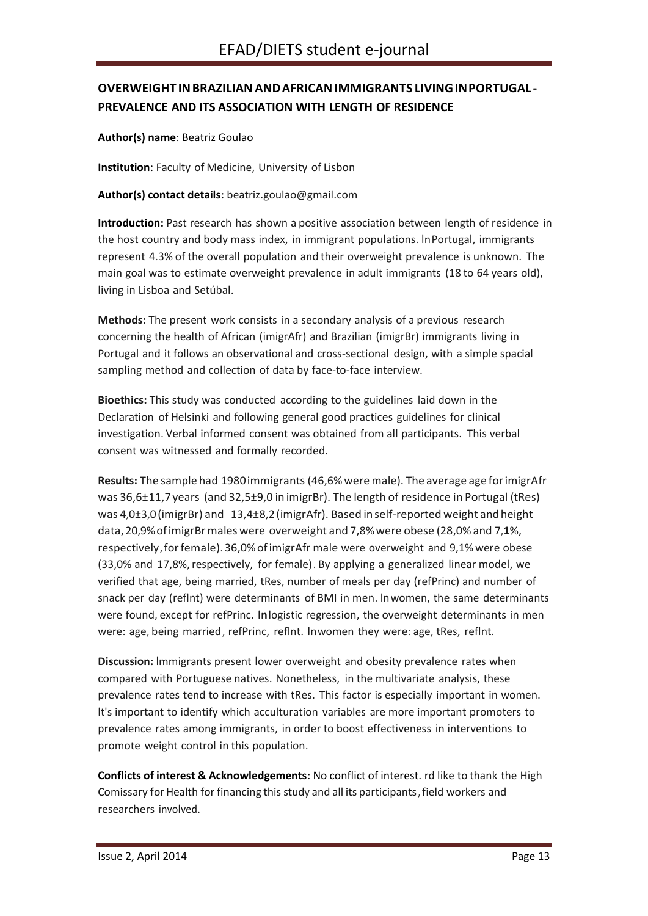## OVERWEIGHT IN BRAZILIAN AND AFRICAN IMMIGRANTS LIVING IN PORTUGAL - PREVALENCE AND ITS ASSOCIATION WITH LENGTH OF RESIDENCE

**Author(s) name**: Beatriz Goulao

**Institution**: Faculty of Medicine, University of Lisbon

**Author(s) contact details**: beatriz.goulao@gmail.com

**Introduction:** Past research has shown a positive association between length of residence in the host country and body mass index, in immigrant populations. In Portugal, immigrants represent 4.3% of the overall population and their overweight prevalence is unknown. The main goal was to estimate overweight prevalence in adult immigrants (18 to 64 years old), living in Lisboa and Setúbal.

**Methods:** The present work consists in a secondary analysis of a previous research concerning the health of African (imigrAfr) and Brazilian (imigrBr) immigrants living in Portugal and it follows an observational and cross-sectional design, with a simple spacial sampling method and collection of data by face-to-face interview.

**Bioethics:** This study was conducted according to the guidelines laid down in the Declaration of Helsinki and following general good practices guidelines for clinical investigation. Verbal informed consent was obtained from all participants. This verbal consent was witnessed and formally recorded.

**Results:** The sample had 1980 immigrants (46,6% were male). The average age for imigrAfr was 36,6±11,7 years (and 32,5±9,0 in imigrBr). The length of residence in Portugal (tRes) was 4,0±3,0 (imigrBr) and 13,4±8,2 (imigrAfr). Based in self-reported weight and height data, 20,9% of imigrBr males were overweight and 7,8% were obese (28,0% and 7,**1**%, respectively, for female). 36,0% of imigrAfr male were overweight and 9,1% were obese (33,0% and 17,8%, respectively, for female). By applying a generalized linear model, we verified that age, being married, tRes, number of meals per day (refPrinc) and number of snack per day (refInt) were determinants of BMI in men. In women, the same determinants were found, except for refPrinc. **In** logistic regression, the overweight determinants in men were: age, being married, refPrinc, refInt. In women they were: age, tRes, refInt.

**Discussion:** Immigrants present lower overweight and obesity prevalence rates when compared with Portuguese natives. Nonetheless, in the multivariate analysis, these prevalence rates tend to increase with tRes. This factor is especially important in women. It's important to identify which acculturation variables are more important promoters to prevalence rates among immigrants, in order to boost effectiveness in interventions to promote weight control in this population.

**Conflicts of interest & Acknowledgements**: No conflict of interest. rd like to thank the High Comissary for Health for financing this study and all its participants, field workers and researchers involved.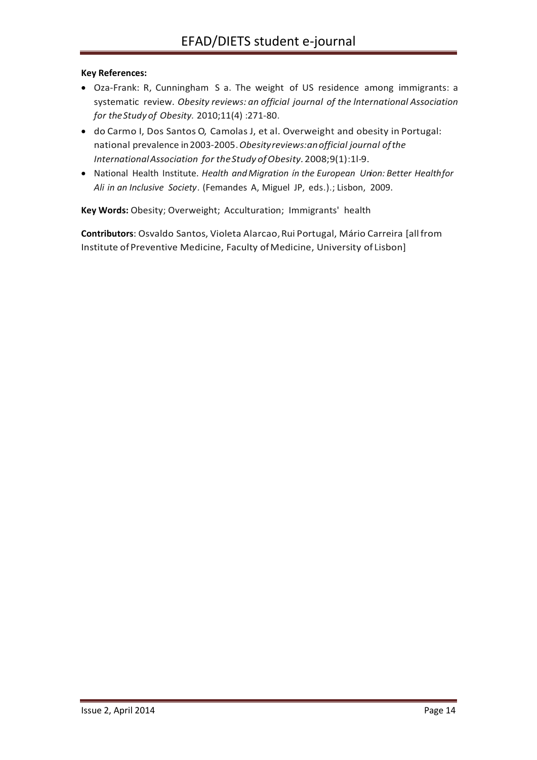**Key References:**

- Oza-Frank: R, Cunningham S a. The weight of US residence among immigrants: a systematic review. *Obesity reviews: an official journal of the lnternational Association for the Study of Obesity.* 2010;11(4) :271-80.
- do Carmo I, Dos Santos O, Camolas J, et al. Overweight and obesity in Portugal: national prevalence in 2003-2005. *Obesity reviews: an official journal of the International Association for the Study of Obesity.* 2008;9(1):1l-9.
- National Health Institute. *Health and Migration ín the European Union: Better Health for Ali in an Inclusive Society*. (Femandes A, Miguel JP, eds.).; Lisbon, 2009.

**Key Words:** Obesity; Overweight; Acculturation; Immigrants' health

**Contributors**: Osvaldo Santos, Violeta Alarcao, Rui Portugal, Mário Carreira [all from Institute of Preventive Medicine, Faculty of Medicine, University of Lisbon]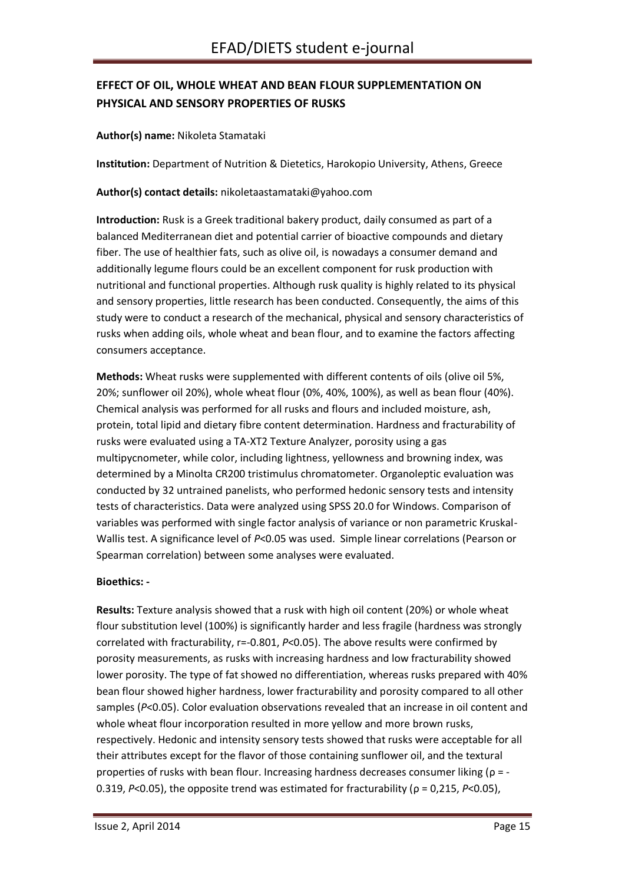## EFFECT OF OIL, WHOLE WHEAT AND BEAN FLOUR SUPPLEMENTATION ON PHYSICAL AND SENSORY PROPERTIES OF RUSKS

**Author(s) name:** Nikoleta Stamataki

**Institution:** Department of Nutrition & Dietetics, Harokopio University, Athens, Greece

**Author(s) contact details:** nikoletaastamataki@yahoo.com

**Introduction:** Rusk is a Greek traditional bakery product, daily consumed as part of a balanced Mediterranean diet and potential carrier of bioactive compounds and dietary fiber. The use of healthier fats, such as olive oil, is nowadays a consumer demand and additionally legume flours could be an excellent component for rusk production with nutritional and functional properties. Although rusk quality is highly related to its physical and sensory properties, little research has been conducted. Consequently, the aims of this study were to conduct a research of the mechanical, physical and sensory characteristics of rusks when adding oils, whole wheat and bean flour, and to examine the factors affecting consumers acceptance.

**Methods:** Wheat rusks were supplemented with different contents of oils (olive oil 5%, 20%; sunflower oil 20%), whole wheat flour (0%, 40%, 100%), as well as bean flour (40%). Chemical analysis was performed for all rusks and flours and included moisture, ash, protein, total lipid and dietary fibre content determination. Hardness and fracturability of rusks were evaluated using a TA-XT2 Texture Analyzer, porosity using a gas multipycnometer, while color, including lightness, yellowness and browning index, was determined by a Minolta CR200 tristimulus chromatometer. Organoleptic evaluation was conducted by 32 untrained panelists, who performed hedonic sensory tests and intensity tests of characteristics. Data were analyzed using SPSS 20.0 for Windows. Comparison of variables was performed with single factor analysis of variance or non parametric Kruskal-Wallis test. A significance level of $P<0.05$ was used. Simple linear correlations (Pearson or Spearman correlation) between some analyses were evaluated.

**Bioethics: -**

**Results:** Texture analysis showed that a rusk with high oil content (20%) or whole wheat flour substitution level (100%) is significantly harder and less fragile (hardness was strongly correlated with fracturability, $r=-0.801$, $P<0.05$). The above results were confirmed by porosity measurements, as rusks with increasing hardness and low fracturability showed lower porosity. The type of fat showed no differentiation, whereas rusks prepared with 40% bean flour showed higher hardness, lower fracturability and porosity compared to all other samples ($P<0.05$). Color evaluation observations revealed that an increase in oil content and whole wheat flour incorporation resulted in more yellow and more brown rusks, respectively. Hedonic and intensity sensory tests showed that rusks were acceptable for all their attributes except for the flavor of those containing sunflower oil, and the textural properties of rusks with bean flour. Increasing hardness decreases consumer liking ($\rho = -0.319$, $P<0.05$), the opposite trend was estimated for fracturability ($\rho = 0{,}215$, $P<0.05$),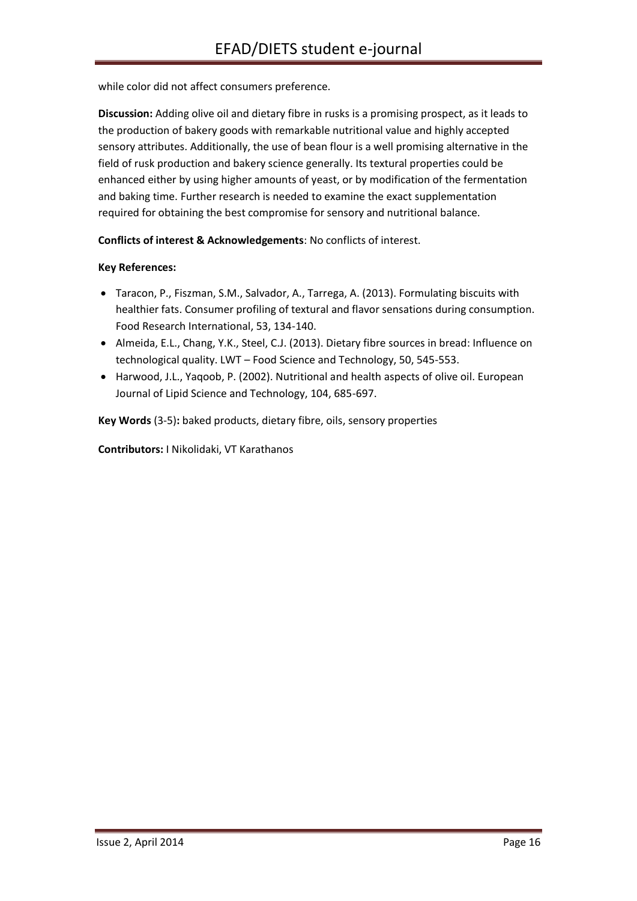while color did not affect consumers preference.

**Discussion:** Adding olive oil and dietary fibre in rusks is a promising prospect, as it leads to the production of bakery goods with remarkable nutritional value and highly accepted sensory attributes. Additionally, the use of bean flour is a well promising alternative in the field of rusk production and bakery science generally. Its textural properties could be enhanced either by using higher amounts of yeast, or by modification of the fermentation and baking time. Further research is needed to examine the exact supplementation required for obtaining the best compromise for sensory and nutritional balance.

**Conflicts of interest & Acknowledgements**: No conflicts of interest.

**Key References:**

- Taracon, P., Fiszman, S.M., Salvador, A., Tarrega, A. (2013). Formulating biscuits with healthier fats. Consumer profiling of textural and flavor sensations during consumption. Food Research International, 53, 134-140.
- Almeida, E.L., Chang, Y.K., Steel, C.J. (2013). Dietary fibre sources in bread: Influence on technological quality. LWT – Food Science and Technology, 50, 545-553.
- Harwood, J.L., Yaqoob, P. (2002). Nutritional and health aspects of olive oil. European Journal of Lipid Science and Technology, 104, 685-697.

**Key Words** (3-5)**:** baked products, dietary fibre, oils, sensory properties

**Contributors:** I Nikolidaki, VT Karathanos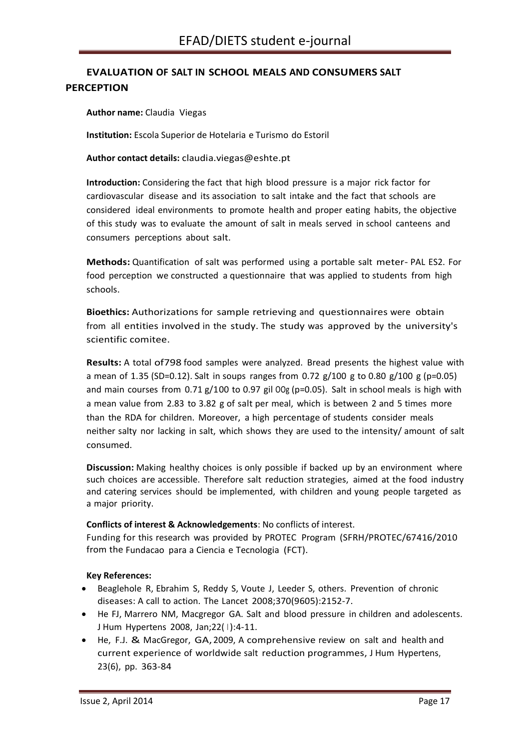## EVALUATION OF SALT IN SCHOOL MEALS AND CONSUMERS SALT PERCEPTION

**Author name:** Claudia Viegas

**Institution:** Escola Superior de Hotelaria e Turismo do Estoril

**Author contact details:** claudia.viegas@eshte.pt

**Introduction:** Considering the fact that high blood pressure is a major rick factor for cardiovascular disease and its association to salt intake and the fact that schools are considered ideal environments to promote health and proper eating habits, the objective of this study was to evaluate the amount of salt in meals served in school canteens and consumers perceptions about salt.

**Methods:** Quantification of salt was performed using a portable salt meter- PAL ES2. For food perception we constructed a questionnaire that was applied to students from high schools.

**Bioethics:** Authorizations for sample retrieving and questionnaires were obtain from all entities involved in the study. The study was approved by the university's scientific comitee.

**Results:** A total of798 food samples were analyzed. Bread presents the highest value with a mean of 1.35 (SD=0.12). Salt in soups ranges from 0.72 g/100 g to 0.80 g/100 g ($p=0.05$) and main courses from 0.71 g/100 to 0.97 gil 00g ($p=0.05$). Salt in school meals is high with a mean value from 2.83 to 3.82 g of salt per meal, which is between 2 and 5 times more than the RDA for children. Moreover, a high percentage of students consider meals neither salty nor lacking in salt, which shows they are used to the intensity/ amount of salt consumed.

**Discussion:** Making healthy choices is only possible if backed up by an environment where such choices are accessible. Therefore salt reduction strategies, aimed at the food industry and catering services should be implemented, with children and young people targeted as a major priority.

**Conflicts of interest & Acknowledgements**: No conflicts of interest.
Funding for this research was provided by PROTEC Program (SFRH/PROTEC/67416/2010 from the Fundacao para a Ciencia e Tecnologia (FCT).

**Key References:**

- Beaglehole R, Ebrahim S, Reddy S, Voute J, Leeder S, others. Prevention of chronic diseases: A call to action. The Lancet 2008;370(9605):2152-7.
- He FJ, Marrero NM, Macgregor GA. Salt and blood pressure in children and adolescents. J Hum Hypertens 2008, Jan;22(1):4-11.
- He, F.J. & MacGregor, GA, 2009, A comprehensive review on salt and health and current experience of worldwide salt reduction programmes, J Hum Hypertens, 23(6), pp. 363-84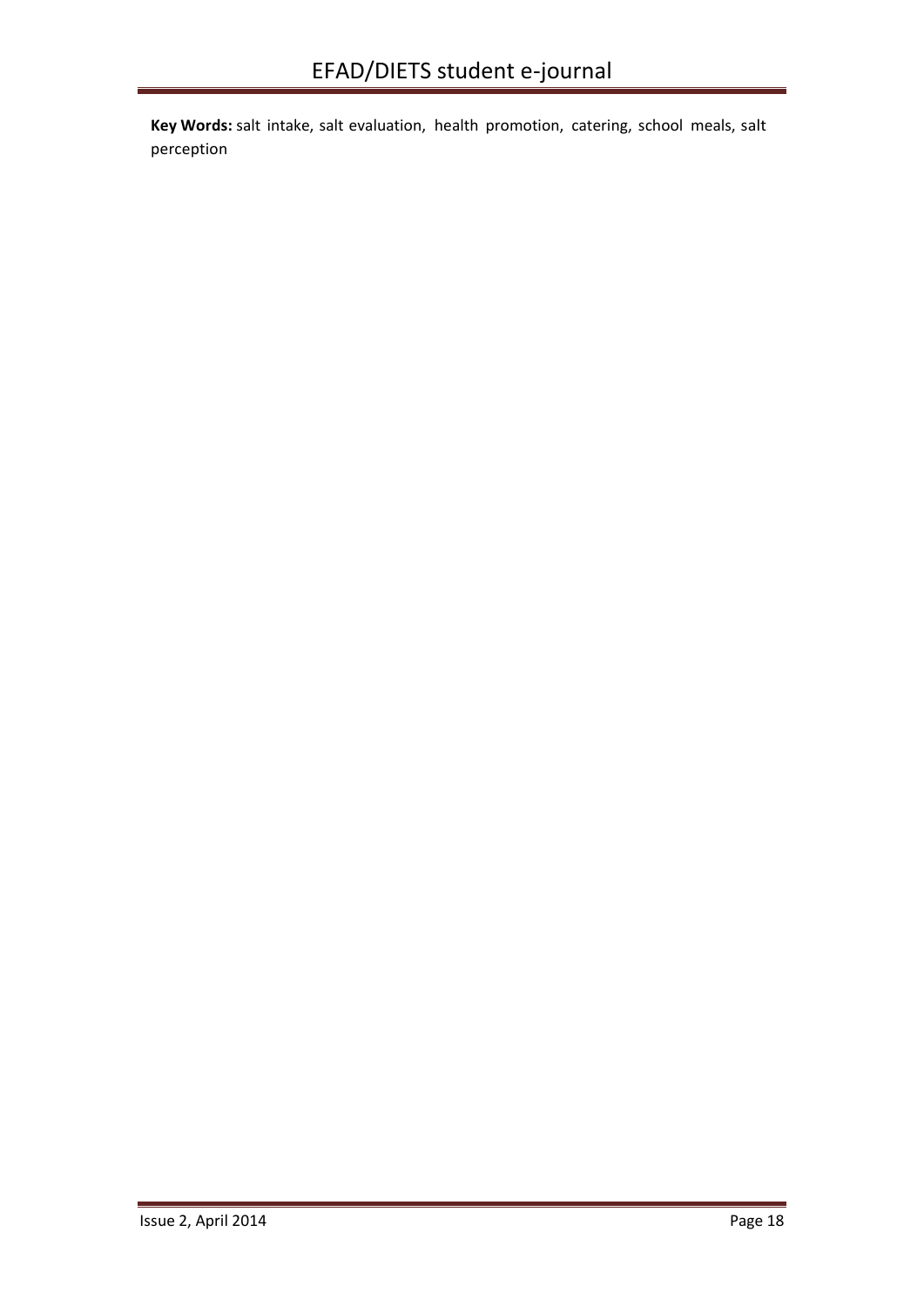**Key Words:** salt intake, salt evaluation, health promotion, catering, school meals, salt perception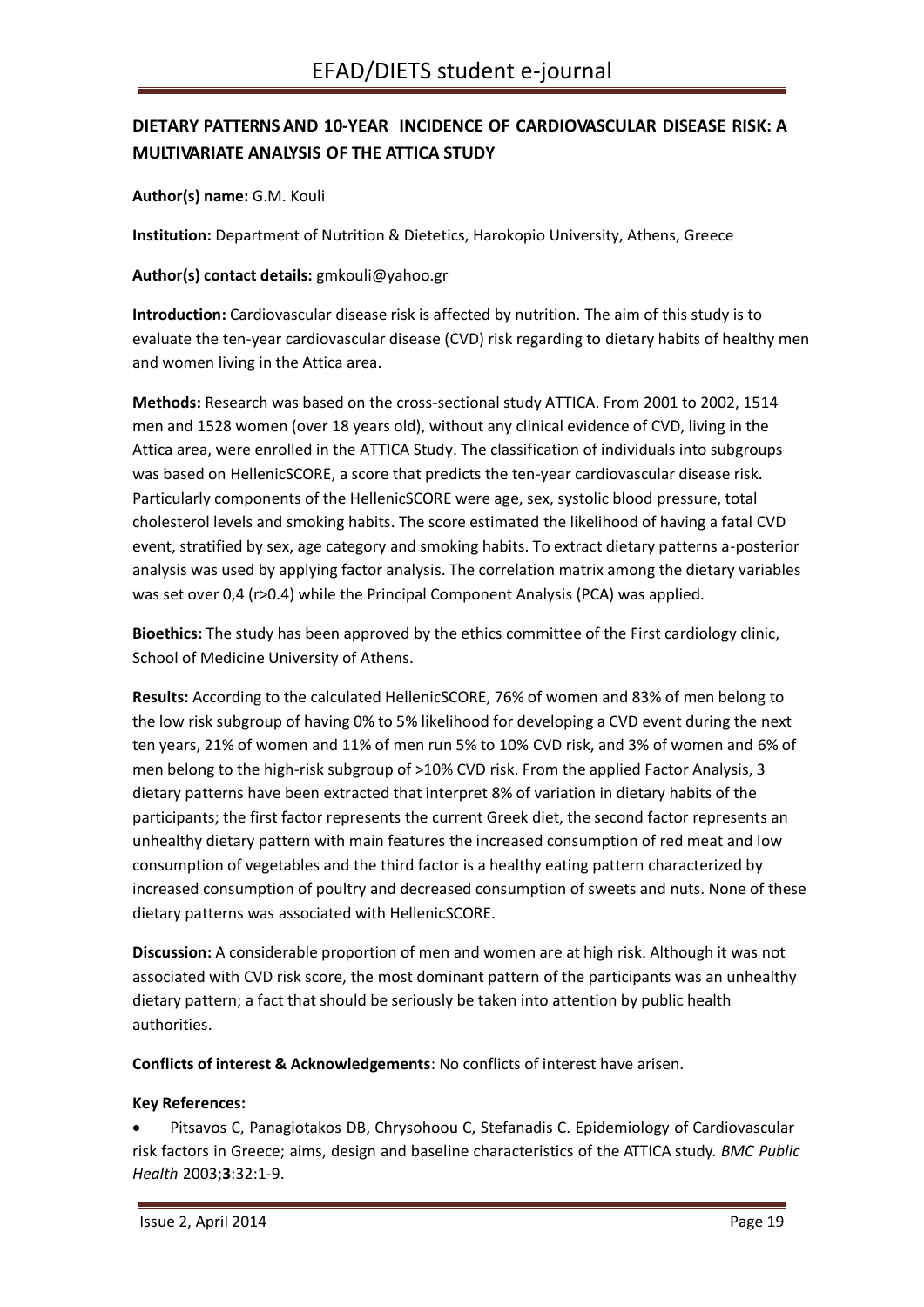## DIETARY PATTERNS AND 10-YEAR INCIDENCE OF CARDIOVASCULAR DISEASE RISK: A MULTIVARIATE ANALYSIS OF THE ATTICA STUDY

**Author(s) name:** G.M. Kouli

**Institution:** Department of Nutrition & Dietetics, Harokopio University, Athens, Greece

**Author(s) contact details:** gmkouli@yahoo.gr

**Introduction:** Cardiovascular disease risk is affected by nutrition. The aim of this study is to evaluate the ten-year cardiovascular disease (CVD) risk regarding to dietary habits of healthy men and women living in the Attica area.

**Methods:** Research was based on the cross-sectional study ATTICA. From 2001 to 2002, 1514 men and 1528 women (over 18 years old), without any clinical evidence of CVD, living in the Attica area, were enrolled in the ATTICA Study. The classification of individuals into subgroups was based on HellenicSCORE, a score that predicts the ten-year cardiovascular disease risk. Particularly components of the HellenicSCORE were age, sex, systolic blood pressure, total cholesterol levels and smoking habits. The score estimated the likelihood of having a fatal CVD event, stratified by sex, age category and smoking habits. To extract dietary patterns a-posterior analysis was used by applying factor analysis. The correlation matrix among the dietary variables was set over 0,4 ($r>0.4$) while the Principal Component Analysis (PCA) was applied.

**Bioethics:** The study has been approved by the ethics committee of the First cardiology clinic, School of Medicine University of Athens.

**Results:** According to the calculated HellenicSCORE, 76% of women and 83% of men belong to the low risk subgroup of having 0% to 5% likelihood for developing a CVD event during the next ten years, 21% of women and 11% of men run 5% to 10% CVD risk, and 3% of women and 6% of men belong to the high-risk subgroup of >10% CVD risk. From the applied Factor Analysis, 3 dietary patterns have been extracted that interpret 8% of variation in dietary habits of the participants; the first factor represents the current Greek diet, the second factor represents an unhealthy dietary pattern with main features the increased consumption of red meat and low consumption of vegetables and the third factor is a healthy eating pattern characterized by increased consumption of poultry and decreased consumption of sweets and nuts. None of these dietary patterns was associated with HellenicSCORE.

**Discussion:** A considerable proportion of men and women are at high risk. Although it was not associated with CVD risk score, the most dominant pattern of the participants was an unhealthy dietary pattern; a fact that should be seriously be taken into attention by public health authorities.

**Conflicts of interest & Acknowledgements**: No conflicts of interest have arisen.

**Key References:**

- Pitsavos C, Panagiotakos DB, Chrysohoou C, Stefanadis C. Epidemiology of Cardiovascular risk factors in Greece; aims, design and baseline characteristics of the ATTICA study. *BMC Public Health* 2003;**3**:32:1-9.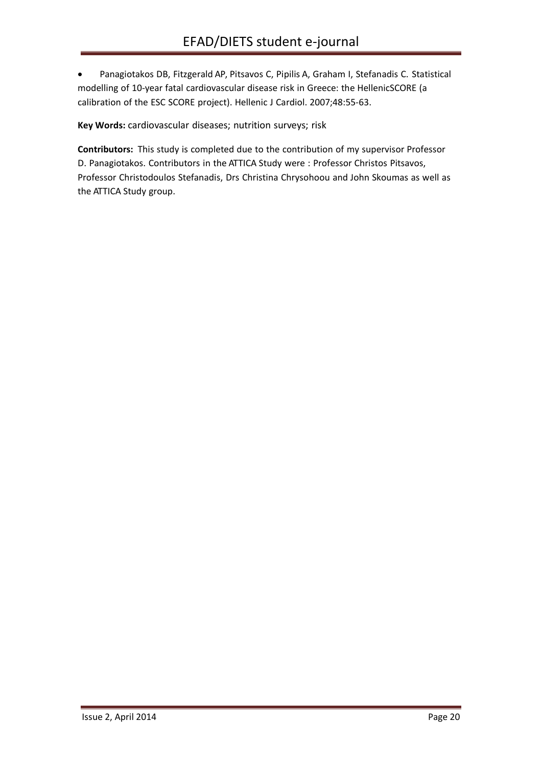- Panagiotakos DB, Fitzgerald AP, Pitsavos C, Pipilis A, Graham I, Stefanadis C. Statistical modelling of 10-year fatal cardiovascular disease risk in Greece: the HellenicSCORE (a calibration of the ESC SCORE project). Hellenic J Cardiol. 2007;48:55-63.

**Key Words:** cardiovascular diseases; nutrition surveys; risk

**Contributors:** This study is completed due to the contribution of my supervisor Professor D. Panagiotakos. Contributors in the ATTICA Study were : Professor Christos Pitsavos, Professor Christodoulos Stefanadis, Drs Christina Chrysohoou and John Skoumas as well as the ATTICA Study group.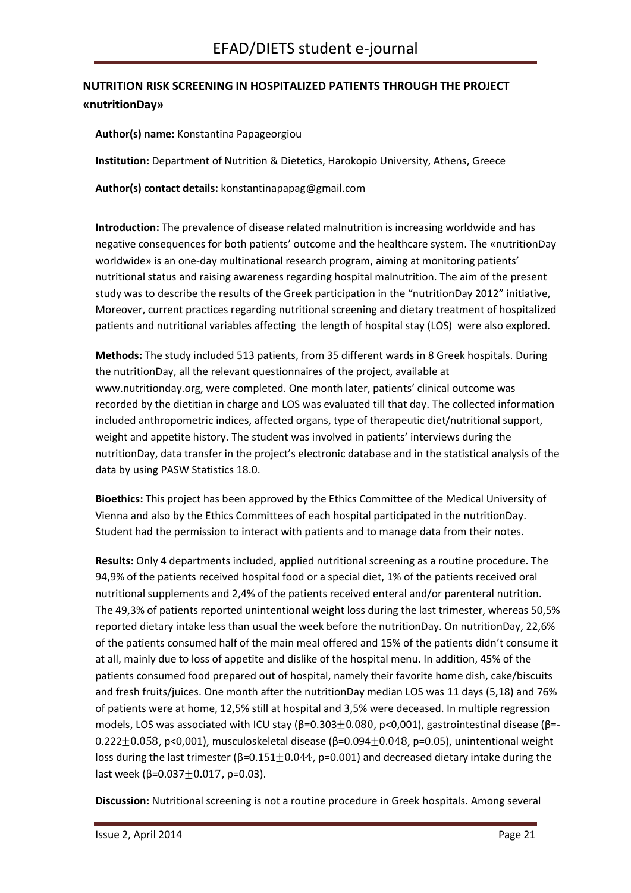## NUTRITION RISK SCREENING IN HOSPITALIZED PATIENTS THROUGH THE PROJECT «nutritionDay»

**Author(s) name:** Konstantina Papageorgiou

**Institution:** Department of Nutrition & Dietetics, Harokopio University, Athens, Greece

**Author(s) contact details:** konstantinapapag@gmail.com

**Introduction:** The prevalence of disease related malnutrition is increasing worldwide and has negative consequences for both patients' outcome and the healthcare system. The «nutritionDay worldwide» is an one-day multinational research program, aiming at monitoring patients' nutritional status and raising awareness regarding hospital malnutrition. The aim of the present study was to describe the results of the Greek participation in the "nutritionDay 2012" initiative, Moreover, current practices regarding nutritional screening and dietary treatment of hospitalized patients and nutritional variables affecting the length of hospital stay (LOS) were also explored.

**Methods:** The study included 513 patients, from 35 different wards in 8 Greek hospitals. During the nutritionDay, all the relevant questionnaires of the project, available at www.nutritionday.org, were completed. One month later, patients' clinical outcome was recorded by the dietitian in charge and LOS was evaluated till that day. The collected information included anthropometric indices, affected organs, type of therapeutic diet/nutritional support, weight and appetite history. The student was involved in patients' interviews during the nutritionDay, data transfer in the project's electronic database and in the statistical analysis of the data by using PASW Statistics 18.0.

**Bioethics:** This project has been approved by the Ethics Committee of the Medical University of Vienna and also by the Ethics Committees of each hospital participated in the nutritionDay. Student had the permission to interact with patients and to manage data from their notes.

**Results:** Only 4 departments included, applied nutritional screening as a routine procedure. The 94,9% of the patients received hospital food or a special diet, 1% of the patients received oral nutritional supplements and 2,4% of the patients received enteral and/or parenteral nutrition. The 49,3% of patients reported unintentional weight loss during the last trimester, whereas 50,5% reported dietary intake less than usual the week before the nutritionDay. On nutritionDay, 22,6% of the patients consumed half of the main meal offered and 15% of the patients didn't consume it at all, mainly due to loss of appetite and dislike of the hospital menu. In addition, 45% of the patients consumed food prepared out of hospital, namely their favorite home dish, cake/biscuits and fresh fruits/juices. One month after the nutritionDay median LOS was 11 days (5,18) and 76% of patients were at home, 12,5% still at hospital and 3,5% were deceased. In multiple regression models, LOS was associated with ICU stay ($\beta=0.303 \pm 0.080$, $p<0{,}001$), gastrointestinal disease ($\beta=-0.222 \pm 0.058$, $p<0{,}001$), musculoskeletal disease ($\beta=0.094 \pm 0.048$, $p=0.05$), unintentional weight loss during the last trimester ($\beta=0.151 \pm 0.044$, $p=0.001$) and decreased dietary intake during the last week ($\beta=0.037 \pm 0.017$, $p=0.03$).

**Discussion:** Nutritional screening is not a routine procedure in Greek hospitals. Among several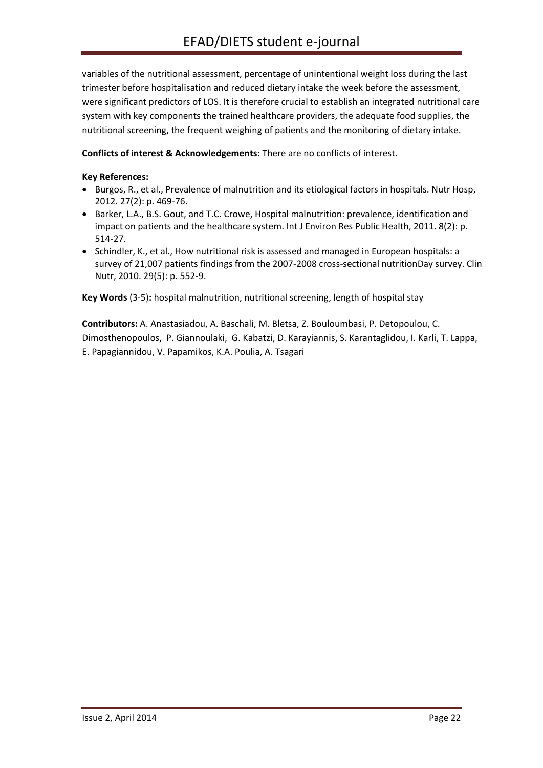variables of the nutritional assessment, percentage of unintentional weight loss during the last trimester before hospitalisation and reduced dietary intake the week before the assessment, were significant predictors of LOS. It is therefore crucial to establish an integrated nutritional care system with key components the trained healthcare providers, the adequate food supplies, the nutritional screening, the frequent weighing of patients and the monitoring of dietary intake.

**Conflicts of interest & Acknowledgements:** There are no conflicts of interest.

**Key References:**

- Burgos, R., et al., Prevalence of malnutrition and its etiological factors in hospitals. Nutr Hosp, 2012. 27(2): p. 469-76.
- Barker, L.A., B.S. Gout, and T.C. Crowe, Hospital malnutrition: prevalence, identification and impact on patients and the healthcare system. Int J Environ Res Public Health, 2011. 8(2): p. 514-27.
- Schindler, K., et al., How nutritional risk is assessed and managed in European hospitals: a survey of 21,007 patients findings from the 2007-2008 cross-sectional nutritionDay survey. Clin Nutr, 2010. 29(5): p. 552-9.

**Key Words** (3-5)**:** hospital malnutrition, nutritional screening, length of hospital stay

**Contributors:** A. Anastasiadou, A. Baschali, M. Bletsa, Z. Bouloumbasi, P. Detopoulou, C. Dimosthenopoulos, P. Giannoulaki, G. Kabatzi, D. Karayiannis, S. Karantaglidou, I. Karli, T. Lappa, E. Papagiannidou, V. Papamikos, K.A. Poulia, A. Tsagari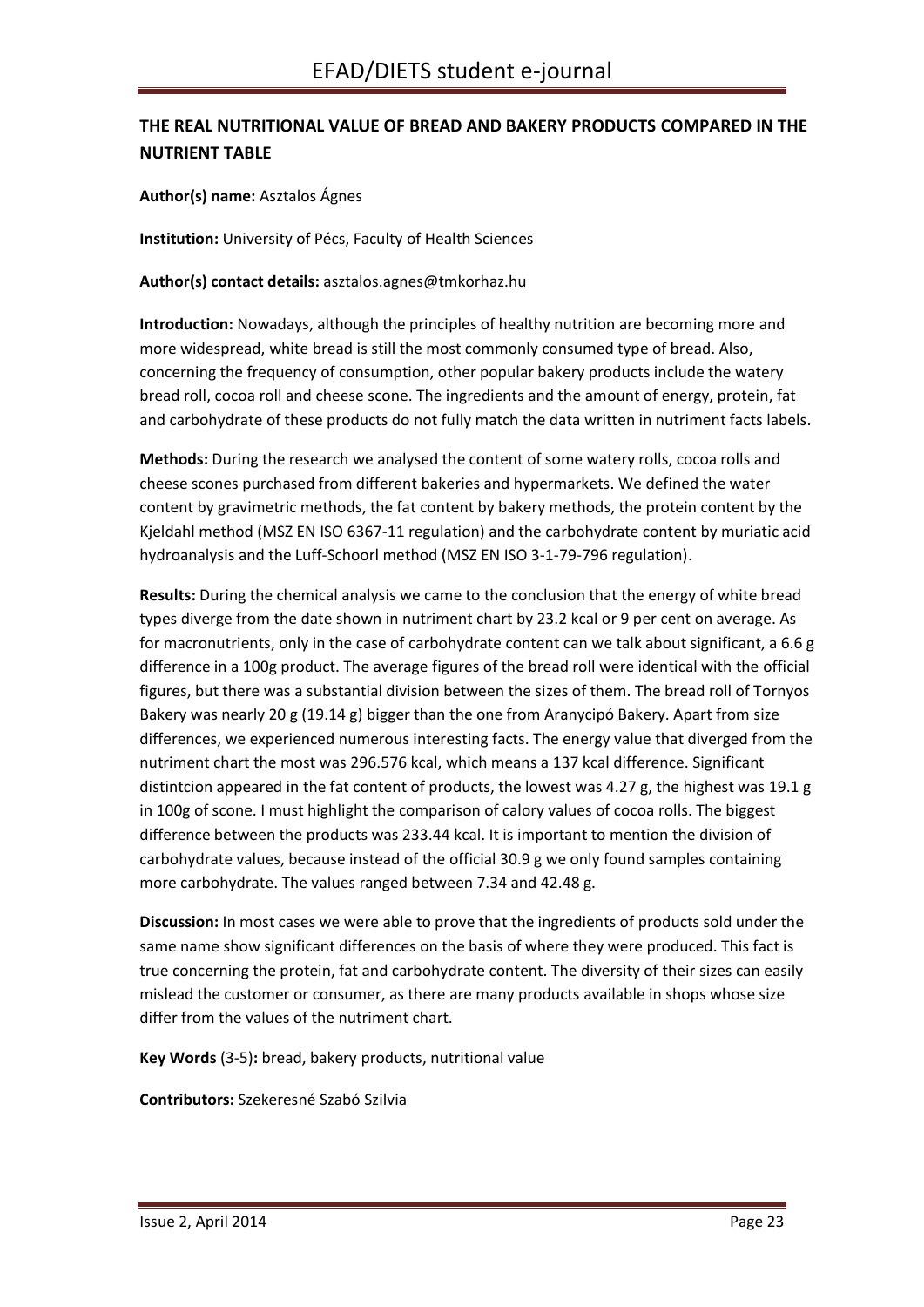## THE REAL NUTRITIONAL VALUE OF BREAD AND BAKERY PRODUCTS COMPARED IN THE NUTRIENT TABLE

**Author(s) name:** Asztalos Ágnes

**Institution:** University of Pécs, Faculty of Health Sciences

**Author(s) contact details:** asztalos.agnes@tmkorhaz.hu

**Introduction:** Nowadays, although the principles of healthy nutrition are becoming more and more widespread, white bread is still the most commonly consumed type of bread. Also, concerning the frequency of consumption, other popular bakery products include the watery bread roll, cocoa roll and cheese scone. The ingredients and the amount of energy, protein, fat and carbohydrate of these products do not fully match the data written in nutriment facts labels.

**Methods:** During the research we analysed the content of some watery rolls, cocoa rolls and cheese scones purchased from different bakeries and hypermarkets. We defined the water content by gravimetric methods, the fat content by bakery methods, the protein content by the Kjeldahl method (MSZ EN ISO 6367-11 regulation) and the carbohydrate content by muriatic acid hydroanalysis and the Luff-Schoorl method (MSZ EN ISO 3-1-79-796 regulation).

**Results:** During the chemical analysis we came to the conclusion that the energy of white bread types diverge from the date shown in nutriment chart by 23.2 kcal or 9 per cent on average. As for macronutrients, only in the case of carbohydrate content can we talk about significant, a 6.6 g difference in a 100g product. The average figures of the bread roll were identical with the official figures, but there was a substantial division between the sizes of them. The bread roll of Tornyos Bakery was nearly 20 g (19.14 g) bigger than the one from Aranycipó Bakery. Apart from size differences, we experienced numerous interesting facts. The energy value that diverged from the nutriment chart the most was 296.576 kcal, which means a 137 kcal difference. Significant distintcion appeared in the fat content of products, the lowest was 4.27 g, the highest was 19.1 g in 100g of scone. I must highlight the comparison of calory values of cocoa rolls. The biggest difference between the products was 233.44 kcal. It is important to mention the division of carbohydrate values, because instead of the official 30.9 g we only found samples containing more carbohydrate. The values ranged between 7.34 and 42.48 g.

**Discussion:** In most cases we were able to prove that the ingredients of products sold under the same name show significant differences on the basis of where they were produced. This fact is true concerning the protein, fat and carbohydrate content. The diversity of their sizes can easily mislead the customer or consumer, as there are many products available in shops whose size differ from the values of the nutriment chart.

**Key Words** (3-5)**:** bread, bakery products, nutritional value

**Contributors:** Szekeresné Szabó Szilvia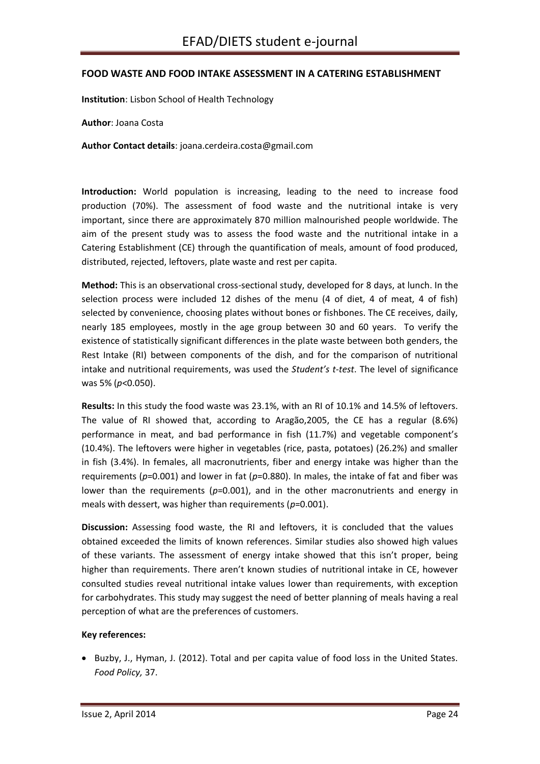## FOOD WASTE AND FOOD INTAKE ASSESSMENT IN A CATERING ESTABLISHMENT

**Institution**: Lisbon School of Health Technology

**Author**: Joana Costa

**Author Contact details**: joana.cerdeira.costa@gmail.com

**Introduction:** World population is increasing, leading to the need to increase food production (70%). The assessment of food waste and the nutritional intake is very important, since there are approximately 870 million malnourished people worldwide. The aim of the present study was to assess the food waste and the nutritional intake in a Catering Establishment (CE) through the quantification of meals, amount of food produced, distributed, rejected, leftovers, plate waste and rest per capita.

**Method:** This is an observational cross-sectional study, developed for 8 days, at lunch. In the selection process were included 12 dishes of the menu (4 of diet, 4 of meat, 4 of fish) selected by convenience, choosing plates without bones or fishbones. The CE receives, daily, nearly 185 employees, mostly in the age group between 30 and 60 years. To verify the existence of statistically significant differences in the plate waste between both genders, the Rest Intake (RI) between components of the dish, and for the comparison of nutritional intake and nutritional requirements, was used the *Student's t-test*. The level of significance was 5% ($p<0.050$).

**Results:** In this study the food waste was 23.1%, with an RI of 10.1% and 14.5% of leftovers. The value of RI showed that, according to Aragão,2005, the CE has a regular (8.6%) performance in meat, and bad performance in fish (11.7%) and vegetable component's (10.4%). The leftovers were higher in vegetables (rice, pasta, potatoes) (26.2%) and smaller in fish (3.4%). In females, all macronutrients, fiber and energy intake was higher than the requirements ($p=0.001$) and lower in fat ($p=0.880$). In males, the intake of fat and fiber was lower than the requirements ($p=0.001$), and in the other macronutrients and energy in meals with dessert, was higher than requirements ($p=0.001$).

**Discussion:** Assessing food waste, the RI and leftovers, it is concluded that the values obtained exceeded the limits of known references. Similar studies also showed high values of these variants. The assessment of energy intake showed that this isn't proper, being higher than requirements. There aren't known studies of nutritional intake in CE, however consulted studies reveal nutritional intake values lower than requirements, with exception for carbohydrates. This study may suggest the need of better planning of meals having a real perception of what are the preferences of customers.

**Key references:**

- Buzby, J., Hyman, J. (2012). Total and per capita value of food loss in the United States. *Food Policy,* 37.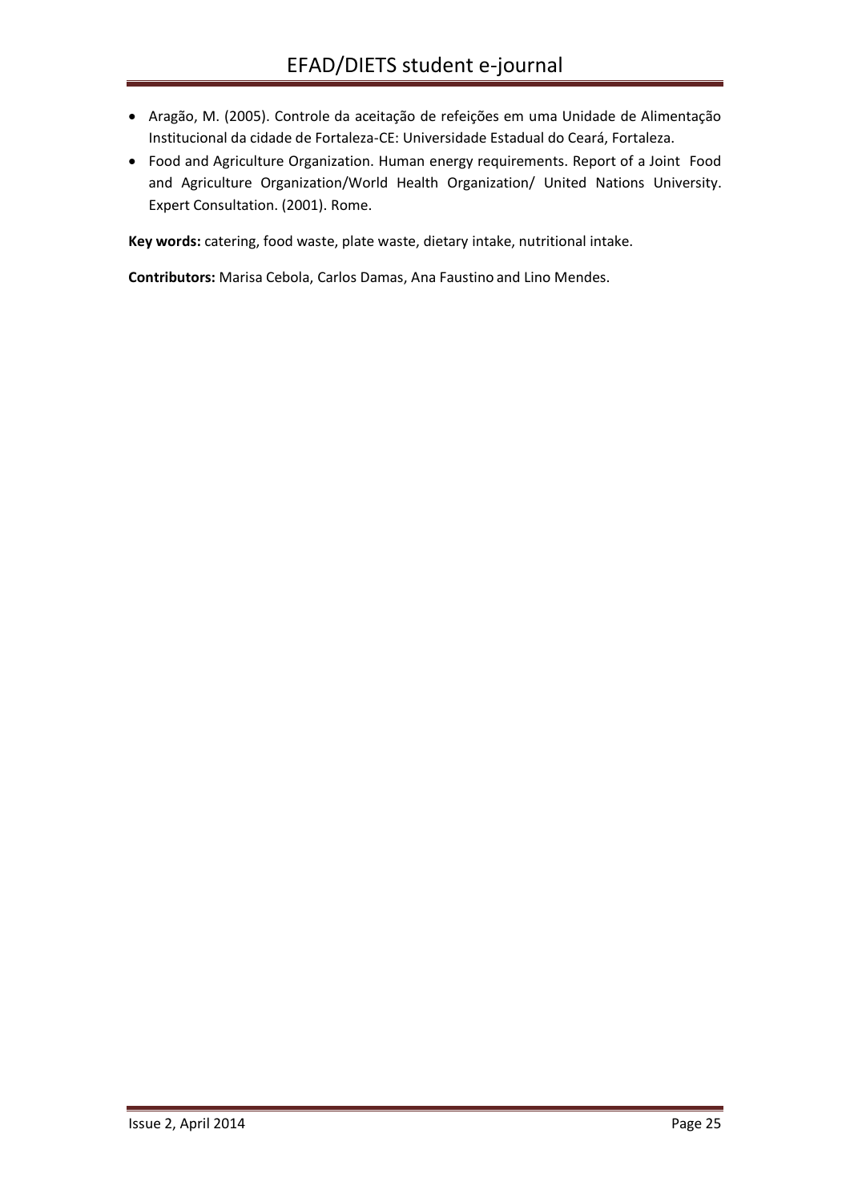- Aragão, M. (2005). Controle da aceitação de refeições em uma Unidade de Alimentação Institucional da cidade de Fortaleza-CE: Universidade Estadual do Ceará, Fortaleza.
- Food and Agriculture Organization. Human energy requirements. Report of a Joint Food and Agriculture Organization/World Health Organization/ United Nations University. Expert Consultation. (2001). Rome.

**Key words:** catering, food waste, plate waste, dietary intake, nutritional intake.

**Contributors:** Marisa Cebola, Carlos Damas, Ana Faustino and Lino Mendes.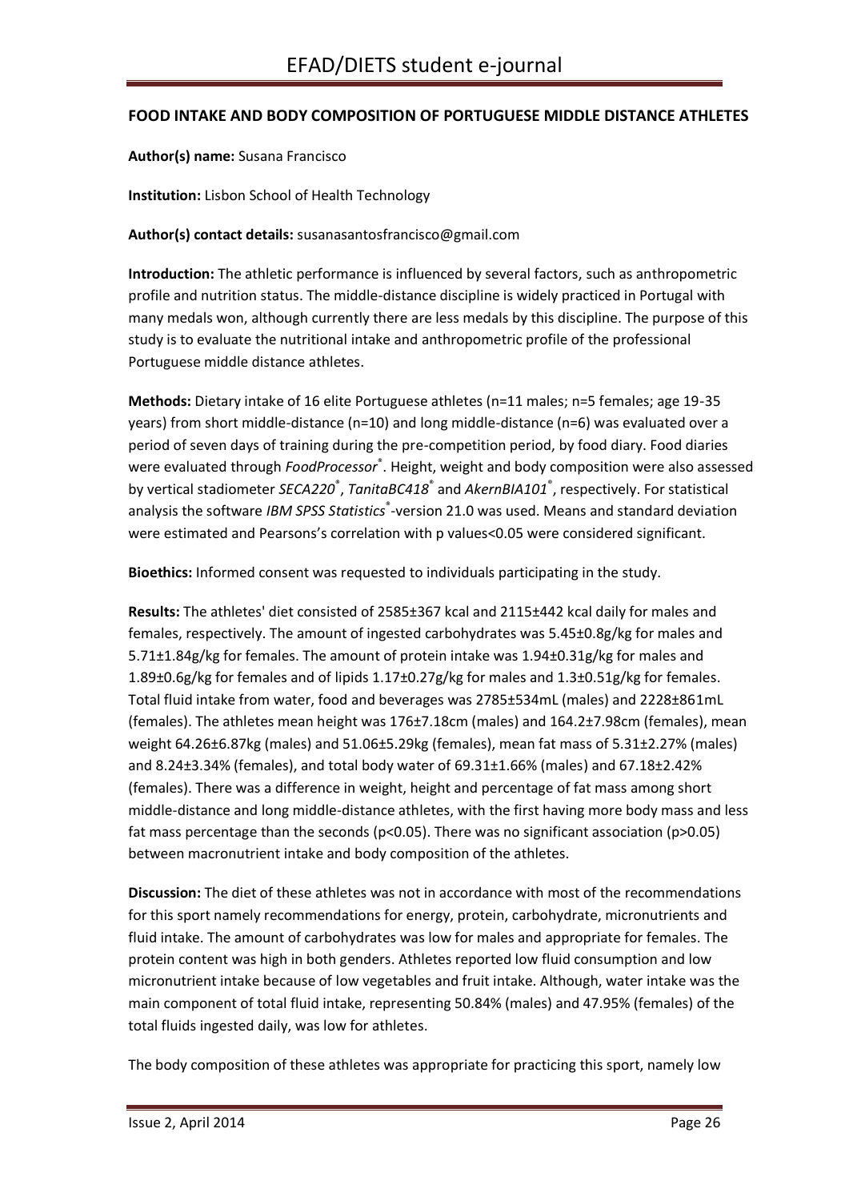## FOOD INTAKE AND BODY COMPOSITION OF PORTUGUESE MIDDLE DISTANCE ATHLETES

**Author(s) name:** Susana Francisco

**Institution:** Lisbon School of Health Technology

**Author(s) contact details:** susanasantosfrancisco@gmail.com

**Introduction:** The athletic performance is influenced by several factors, such as anthropometric profile and nutrition status. The middle-distance discipline is widely practiced in Portugal with many medals won, although currently there are less medals by this discipline. The purpose of this study is to evaluate the nutritional intake and anthropometric profile of the professional Portuguese middle distance athletes.

**Methods:** Dietary intake of 16 elite Portuguese athletes (n=11 males; n=5 females; age 19-35 years) from short middle-distance (n=10) and long middle-distance (n=6) was evaluated over a period of seven days of training during the pre-competition period, by food diary. Food diaries were evaluated through *FoodProcessor*®. Height, weight and body composition were also assessed by vertical stadiometer *SECA220*®, *TanitaBC418*® and *AkernBIA101*®, respectively. For statistical analysis the software *IBM SPSS Statistics*®-version 21.0 was used. Means and standard deviation were estimated and Pearsons's correlation with p values<0.05 were considered significant.

**Bioethics:** Informed consent was requested to individuals participating in the study.

**Results:** The athletes' diet consisted of 2585±367 kcal and 2115±442 kcal daily for males and females, respectively. The amount of ingested carbohydrates was 5.45±0.8g/kg for males and 5.71±1.84g/kg for females. The amount of protein intake was 1.94±0.31g/kg for males and 1.89±0.6g/kg for females and of lipids 1.17±0.27g/kg for males and 1.3±0.51g/kg for females. Total fluid intake from water, food and beverages was 2785±534mL (males) and 2228±861mL (females). The athletes mean height was 176±7.18cm (males) and 164.2±7.98cm (females), mean weight 64.26±6.87kg (males) and 51.06±5.29kg (females), mean fat mass of 5.31±2.27% (males) and 8.24±3.34% (females), and total body water of 69.31±1.66% (males) and 67.18±2.42% (females). There was a difference in weight, height and percentage of fat mass among short middle-distance and long middle-distance athletes, with the first having more body mass and less fat mass percentage than the seconds (p<0.05). There was no significant association (p>0.05) between macronutrient intake and body composition of the athletes.

**Discussion:** The diet of these athletes was not in accordance with most of the recommendations for this sport namely recommendations for energy, protein, carbohydrate, micronutrients and fluid intake. The amount of carbohydrates was low for males and appropriate for females. The protein content was high in both genders. Athletes reported low fluid consumption and low micronutrient intake because of low vegetables and fruit intake. Although, water intake was the main component of total fluid intake, representing 50.84% (males) and 47.95% (females) of the total fluids ingested daily, was low for athletes.

The body composition of these athletes was appropriate for practicing this sport, namely low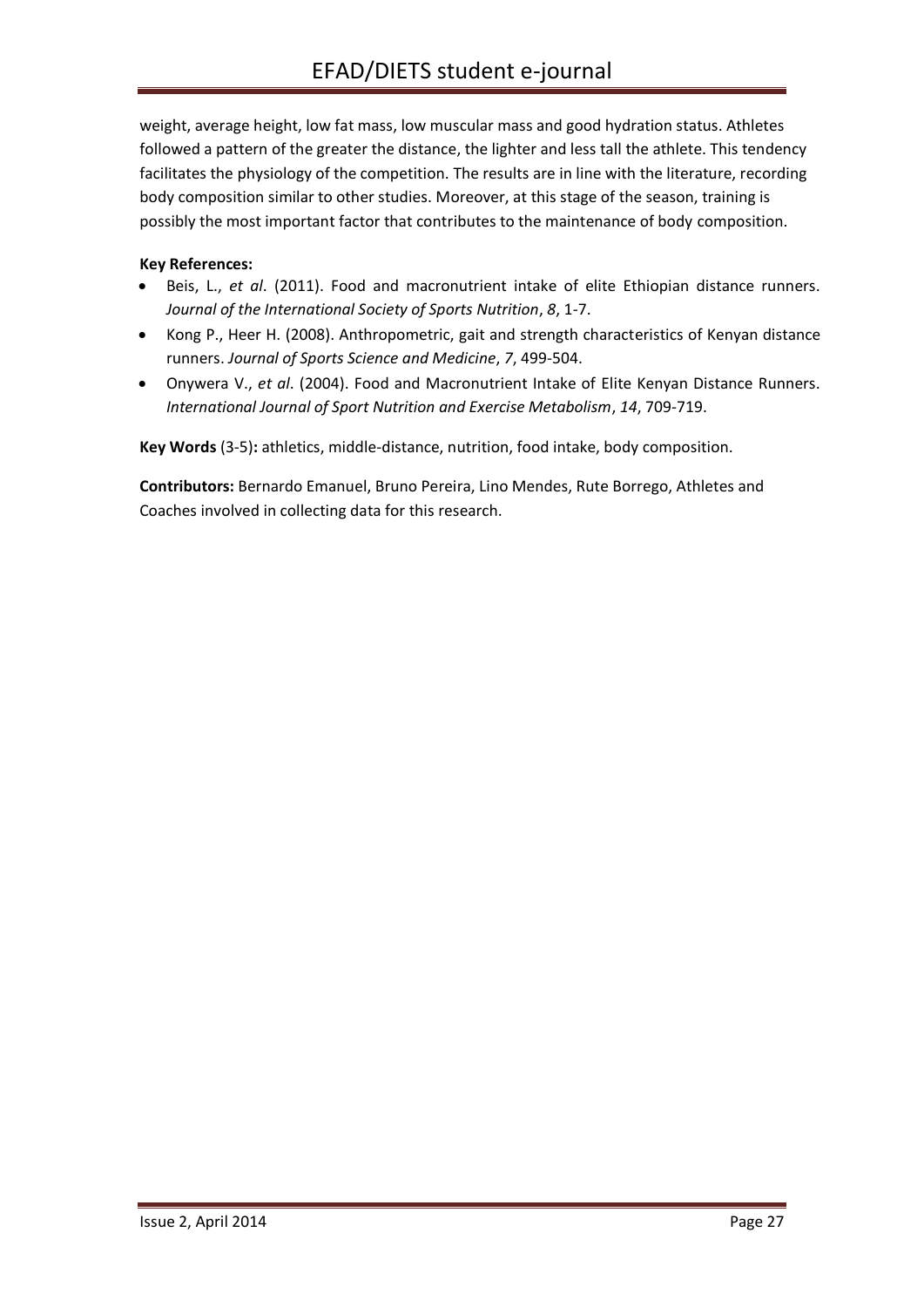weight, average height, low fat mass, low muscular mass and good hydration status. Athletes followed a pattern of the greater the distance, the lighter and less tall the athlete. This tendency facilitates the physiology of the competition. The results are in line with the literature, recording body composition similar to other studies. Moreover, at this stage of the season, training is possibly the most important factor that contributes to the maintenance of body composition.

**Key References:**

- Beis, L., *et al*. (2011). Food and macronutrient intake of elite Ethiopian distance runners. *Journal of the International Society of Sports Nutrition*, *8*, 1-7.
- Kong P., Heer H. (2008). Anthropometric, gait and strength characteristics of Kenyan distance runners. *Journal of Sports Science and Medicine*, *7*, 499-504.
- Onywera V., *et al*. (2004). Food and Macronutrient Intake of Elite Kenyan Distance Runners. *International Journal of Sport Nutrition and Exercise Metabolism*, *14*, 709-719.

**Key Words** (3-5)**:** athletics, middle-distance, nutrition, food intake, body composition.

**Contributors:** Bernardo Emanuel, Bruno Pereira, Lino Mendes, Rute Borrego, Athletes and Coaches involved in collecting data for this research.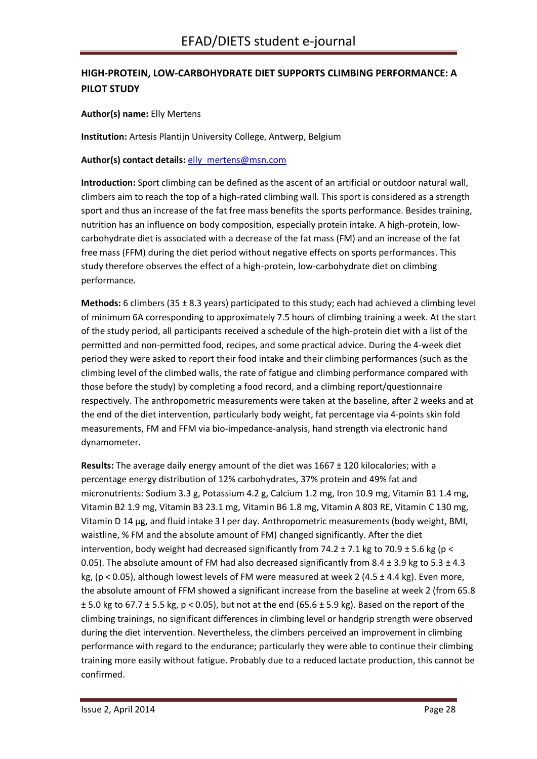## HIGH-PROTEIN, LOW-CARBOHYDRATE DIET SUPPORTS CLIMBING PERFORMANCE: A PILOT STUDY

**Author(s) name:** Elly Mertens

**Institution:** Artesis Plantijn University College, Antwerp, Belgium

**Author(s) contact details:** elly_mertens@msn.com

**Introduction:** Sport climbing can be defined as the ascent of an artificial or outdoor natural wall, climbers aim to reach the top of a high-rated climbing wall. This sport is considered as a strength sport and thus an increase of the fat free mass benefits the sports performance. Besides training, nutrition has an influence on body composition, especially protein intake. A high-protein, low-carbohydrate diet is associated with a decrease of the fat mass (FM) and an increase of the fat free mass (FFM) during the diet period without negative effects on sports performances. This study therefore observes the effect of a high-protein, low-carbohydrate diet on climbing performance.

**Methods:** 6 climbers (35 ± 8.3 years) participated to this study; each had achieved a climbing level of minimum 6A corresponding to approximately 7.5 hours of climbing training a week. At the start of the study period, all participants received a schedule of the high-protein diet with a list of the permitted and non-permitted food, recipes, and some practical advice. During the 4-week diet period they were asked to report their food intake and their climbing performances (such as the climbing level of the climbed walls, the rate of fatigue and climbing performance compared with those before the study) by completing a food record, and a climbing report/questionnaire respectively. The anthropometric measurements were taken at the baseline, after 2 weeks and at the end of the diet intervention, particularly body weight, fat percentage via 4-points skin fold measurements, FM and FFM via bio-impedance-analysis, hand strength via electronic hand dynamometer.

**Results:** The average daily energy amount of the diet was 1667 ± 120 kilocalories; with a percentage energy distribution of 12% carbohydrates, 37% protein and 49% fat and micronutrients: Sodium 3.3 g, Potassium 4.2 g, Calcium 1.2 mg, Iron 10.9 mg, Vitamin B1 1.4 mg, Vitamin B2 1.9 mg, Vitamin B3 23.1 mg, Vitamin B6 1.8 mg, Vitamin A 803 RE, Vitamin C 130 mg, Vitamin D 14 µg, and fluid intake 3 l per day. Anthropometric measurements (body weight, BMI, waistline, % FM and the absolute amount of FM) changed significantly. After the diet intervention, body weight had decreased significantly from 74.2 ± 7.1 kg to 70.9 ± 5.6 kg ($p < 0.05$). The absolute amount of FM had also decreased significantly from 8.4 ± 3.9 kg to 5.3 ± 4.3 kg, ($p < 0.05$), although lowest levels of FM were measured at week 2 (4.5 ± 4.4 kg). Even more, the absolute amount of FFM showed a significant increase from the baseline at week 2 (from 65.8 ± 5.0 kg to 67.7 ± 5.5 kg, $p < 0.05$), but not at the end (65.6 ± 5.9 kg). Based on the report of the climbing trainings, no significant differences in climbing level or handgrip strength were observed during the diet intervention. Nevertheless, the climbers perceived an improvement in climbing performance with regard to the endurance; particularly they were able to continue their climbing training more easily without fatigue. Probably due to a reduced lactate production, this cannot be confirmed.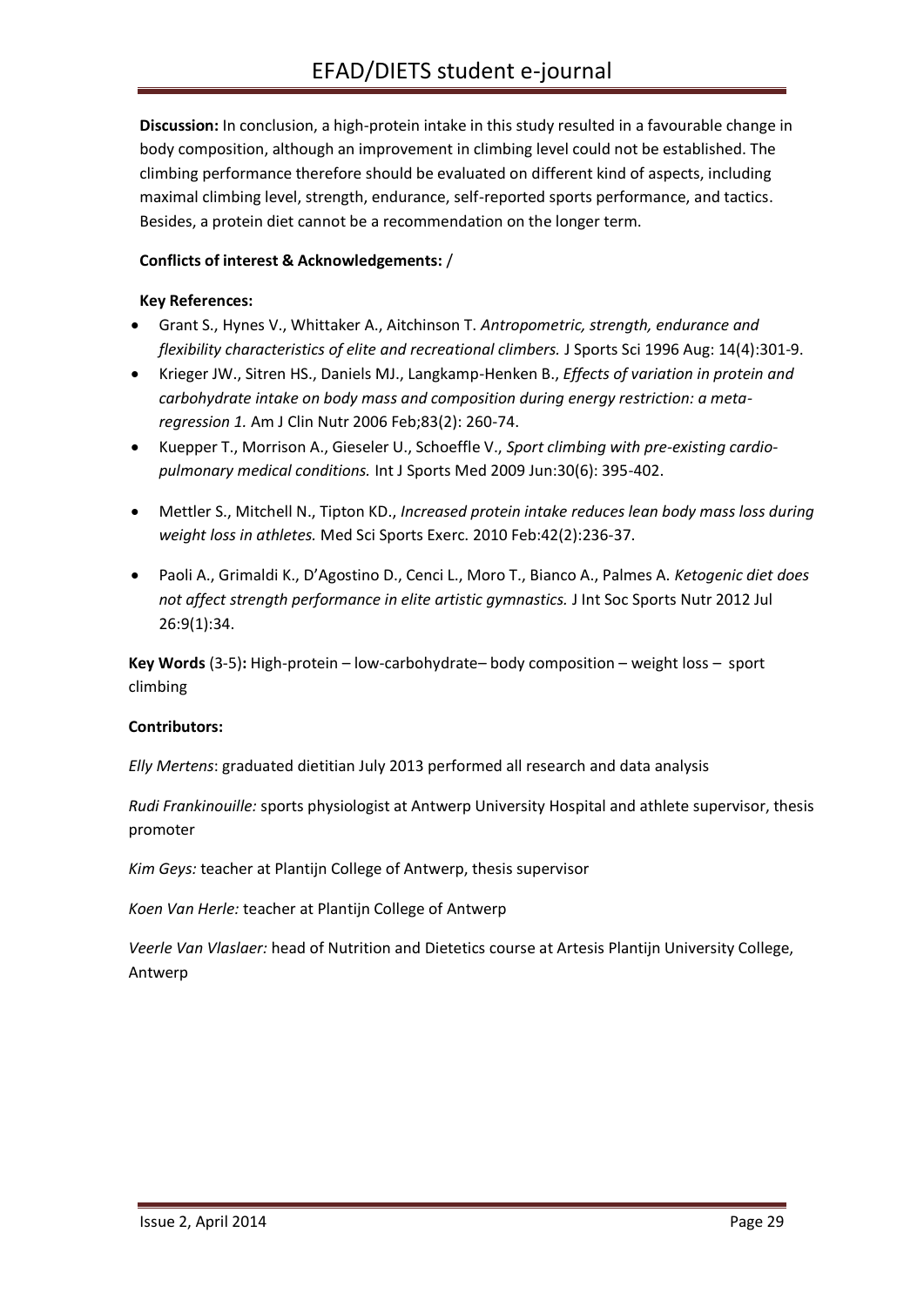**Discussion:** In conclusion, a high-protein intake in this study resulted in a favourable change in body composition, although an improvement in climbing level could not be established. The climbing performance therefore should be evaluated on different kind of aspects, including maximal climbing level, strength, endurance, self-reported sports performance, and tactics. Besides, a protein diet cannot be a recommendation on the longer term.

**Conflicts of interest & Acknowledgements:** /

**Key References:**

- Grant S., Hynes V., Whittaker A., Aitchinson T. *Antropometric, strength, endurance and flexibility characteristics of elite and recreational climbers.* J Sports Sci 1996 Aug: 14(4):301-9.
- Krieger JW., Sitren HS., Daniels MJ., Langkamp-Henken B., *Effects of variation in protein and carbohydrate intake on body mass and composition during energy restriction: a meta-regression 1.* Am J Clin Nutr 2006 Feb;83(2): 260-74.
- Kuepper T., Morrison A., Gieseler U., Schoeffle V., *Sport climbing with pre-existing cardio-pulmonary medical conditions.* Int J Sports Med 2009 Jun:30(6): 395-402.
- Mettler S., Mitchell N., Tipton KD., *Increased protein intake reduces lean body mass loss during weight loss in athletes.* Med Sci Sports Exerc. 2010 Feb:42(2):236-37.
- Paoli A., Grimaldi K., D'Agostino D., Cenci L., Moro T., Bianco A., Palmes A. *Ketogenic diet does not affect strength performance in elite artistic gymnastics.* J Int Soc Sports Nutr 2012 Jul 26:9(1):34.

**Key Words** (3-5)**:** High-protein – low-carbohydrate– body composition – weight loss – sport climbing

**Contributors:**

*Elly Mertens*: graduated dietitian July 2013 performed all research and data analysis

*Rudi Frankinouille:* sports physiologist at Antwerp University Hospital and athlete supervisor, thesis promoter

*Kim Geys:* teacher at Plantijn College of Antwerp, thesis supervisor

*Koen Van Herle:* teacher at Plantijn College of Antwerp

*Veerle Van Vlaslaer:* head of Nutrition and Dietetics course at Artesis Plantijn University College, Antwerp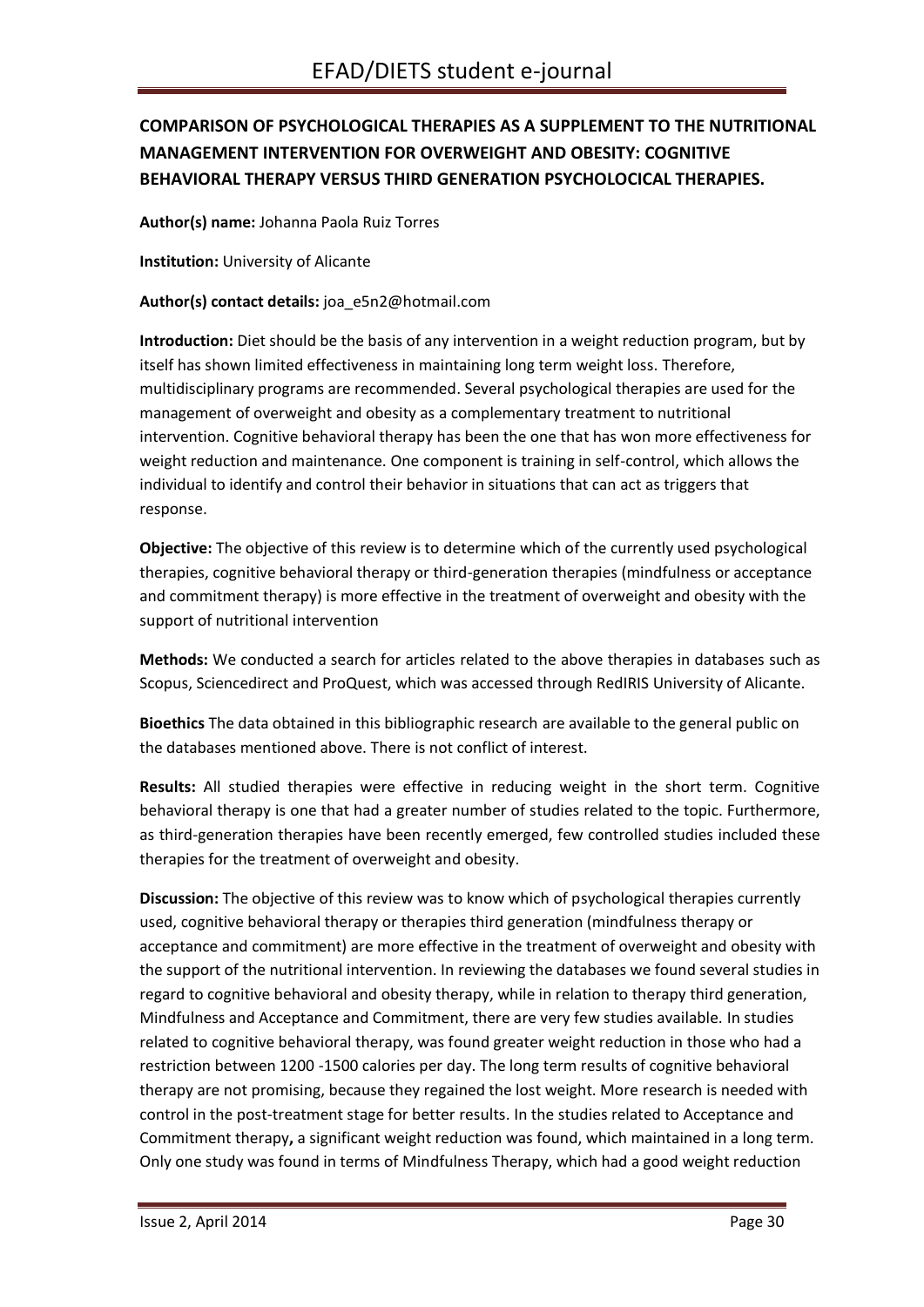## COMPARISON OF PSYCHOLOGICAL THERAPIES AS A SUPPLEMENT TO THE NUTRITIONAL MANAGEMENT INTERVENTION FOR OVERWEIGHT AND OBESITY: COGNITIVE BEHAVIORAL THERAPY VERSUS THIRD GENERATION PSYCHOLOCICAL THERAPIES.

**Author(s) name:** Johanna Paola Ruiz Torres

**Institution:** University of Alicante

**Author(s) contact details:** joa_e5n2@hotmail.com

**Introduction:** Diet should be the basis of any intervention in a weight reduction program, but by itself has shown limited effectiveness in maintaining long term weight loss. Therefore, multidisciplinary programs are recommended. Several psychological therapies are used for the management of overweight and obesity as a complementary treatment to nutritional intervention. Cognitive behavioral therapy has been the one that has won more effectiveness for weight reduction and maintenance. One component is training in self-control, which allows the individual to identify and control their behavior in situations that can act as triggers that response.

**Objective:** The objective of this review is to determine which of the currently used psychological therapies, cognitive behavioral therapy or third-generation therapies (mindfulness or acceptance and commitment therapy) is more effective in the treatment of overweight and obesity with the support of nutritional intervention

**Methods:** We conducted a search for articles related to the above therapies in databases such as Scopus, Sciencedirect and ProQuest, which was accessed through RedIRIS University of Alicante.

**Bioethics** The data obtained in this bibliographic research are available to the general public on the databases mentioned above. There is not conflict of interest.

**Results:** All studied therapies were effective in reducing weight in the short term. Cognitive behavioral therapy is one that had a greater number of studies related to the topic. Furthermore, as third-generation therapies have been recently emerged, few controlled studies included these therapies for the treatment of overweight and obesity.

**Discussion:** The objective of this review was to know which of psychological therapies currently used, cognitive behavioral therapy or therapies third generation (mindfulness therapy or acceptance and commitment) are more effective in the treatment of overweight and obesity with the support of the nutritional intervention. In reviewing the databases we found several studies in regard to cognitive behavioral and obesity therapy, while in relation to therapy third generation, Mindfulness and Acceptance and Commitment, there are very few studies available. In studies related to cognitive behavioral therapy, was found greater weight reduction in those who had a restriction between 1200 -1500 calories per day. The long term results of cognitive behavioral therapy are not promising, because they regained the lost weight. More research is needed with control in the post-treatment stage for better results. In the studies related to Acceptance and Commitment therapy**,** a significant weight reduction was found, which maintained in a long term. Only one study was found in terms of Mindfulness Therapy, which had a good weight reduction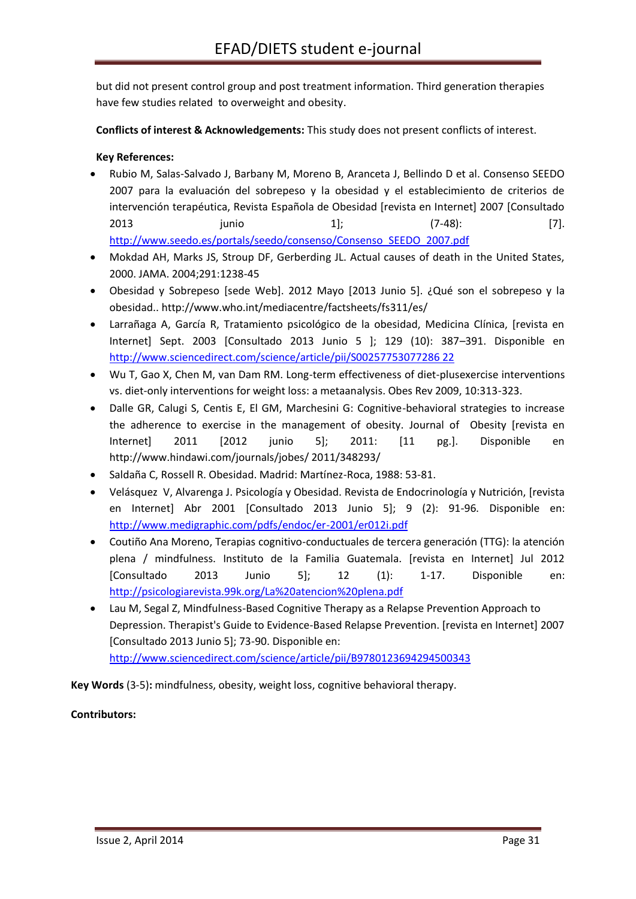but did not present control group and post treatment information. Third generation therapies have few studies related to overweight and obesity.

**Conflicts of interest & Acknowledgements:** This study does not present conflicts of interest.

**Key References:**

- Rubio M, Salas-Salvado J, Barbany M, Moreno B, Aranceta J, Bellindo D et al. Consenso SEEDO 2007 para la evaluación del sobrepeso y la obesidad y el establecimiento de criterios de intervención terapéutica, Revista Española de Obesidad [revista en Internet] 2007 [Consultado 2013 junio 1]; (7-48): [7]. http://www.seedo.es/portals/seedo/consenso/Consenso_SEEDO_2007.pdf
- Mokdad AH, Marks JS, Stroup DF, Gerberding JL. Actual causes of death in the United States, 2000. JAMA. 2004;291:1238-45
- Obesidad y Sobrepeso [sede Web]. 2012 Mayo [2013 Junio 5]. ¿Qué son el sobrepeso y la obesidad.. http://www.who.int/mediacentre/factsheets/fs311/es/
- Larrañaga A, García R, Tratamiento psicológico de la obesidad, Medicina Clínica, [revista en Internet] Sept. 2003 [Consultado 2013 Junio 5 ]; 129 (10): 387–391. Disponible en http://www.sciencedirect.com/science/article/pii/S00257753077286 22
- Wu T, Gao X, Chen M, van Dam RM. Long-term effectiveness of diet-plusexercise interventions vs. diet-only interventions for weight loss: a metaanalysis. Obes Rev 2009, 10:313-323.
- Dalle GR, Calugi S, Centis E, El GM, Marchesini G: Cognitive-behavioral strategies to increase the adherence to exercise in the management of obesity. Journal of Obesity [revista en Internet] 2011 [2012 junio 5]; 2011: [11 pg.]. Disponible en http://www.hindawi.com/journals/jobes/ 2011/348293/
- Saldaña C, Rossell R. Obesidad. Madrid: Martínez-Roca, 1988: 53-81.
- Velásquez V, Alvarenga J. Psicología y Obesidad. Revista de Endocrinología y Nutrición, [revista en Internet] Abr 2001 [Consultado 2013 Junio 5]; 9 (2): 91-96. Disponible en: http://www.medigraphic.com/pdfs/endoc/er-2001/er012i.pdf
- Coutiño Ana Moreno, Terapias cognitivo-conductuales de tercera generación (TTG): la atención plena / mindfulness. Instituto de la Familia Guatemala. [revista en Internet] Jul 2012 [Consultado 2013 Junio 5]; 12 (1): 1-17. Disponible en: http://psicologiarevista.99k.org/La%20atencion%20plena.pdf
- Lau M, Segal Z, Mindfulness-Based Cognitive Therapy as a Relapse Prevention Approach to Depression. Therapist's Guide to Evidence-Based Relapse Prevention. [revista en Internet] 2007 [Consultado 2013 Junio 5]; 73-90. Disponible en: http://www.sciencedirect.com/science/article/pii/B9780123694294500343

**Key Words** (3-5)**:** mindfulness, obesity, weight loss, cognitive behavioral therapy.

**Contributors:**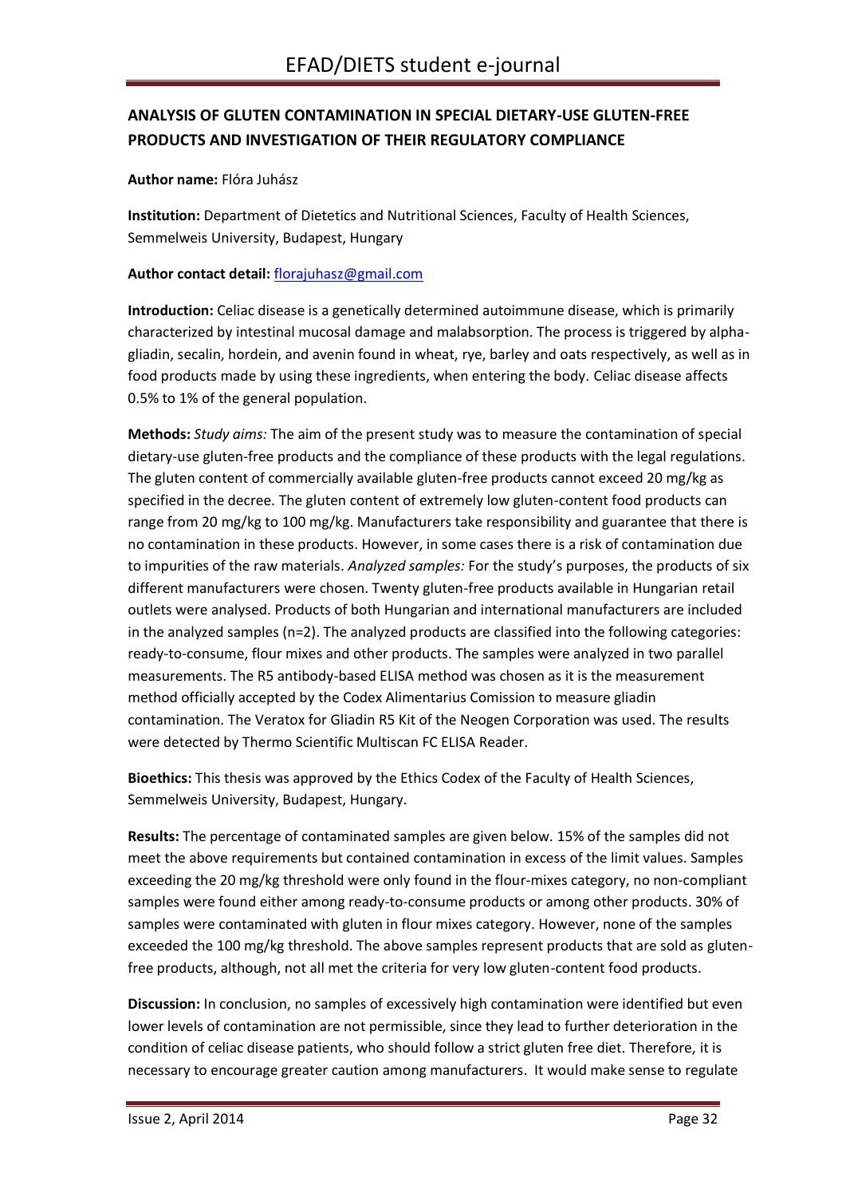## ANALYSIS OF GLUTEN CONTAMINATION IN SPECIAL DIETARY-USE GLUTEN-FREE PRODUCTS AND INVESTIGATION OF THEIR REGULATORY COMPLIANCE

**Author name:** Flóra Juhász

**Institution:** Department of Dietetics and Nutritional Sciences, Faculty of Health Sciences, Semmelweis University, Budapest, Hungary

**Author contact detail:** florajuhasz@gmail.com

**Introduction:** Celiac disease is a genetically determined autoimmune disease, which is primarily characterized by intestinal mucosal damage and malabsorption. The process is triggered by alpha-gliadin, secalin, hordein, and avenin found in wheat, rye, barley and oats respectively, as well as in food products made by using these ingredients, when entering the body. Celiac disease affects 0.5% to 1% of the general population.

**Methods:** *Study aims:* The aim of the present study was to measure the contamination of special dietary-use gluten-free products and the compliance of these products with the legal regulations. The gluten content of commercially available gluten-free products cannot exceed 20 mg/kg as specified in the decree. The gluten content of extremely low gluten-content food products can range from 20 mg/kg to 100 mg/kg. Manufacturers take responsibility and guarantee that there is no contamination in these products. However, in some cases there is a risk of contamination due to impurities of the raw materials. *Analyzed samples:* For the study's purposes, the products of six different manufacturers were chosen. Twenty gluten-free products available in Hungarian retail outlets were analysed. Products of both Hungarian and international manufacturers are included in the analyzed samples (n=2). The analyzed products are classified into the following categories: ready-to-consume, flour mixes and other products. The samples were analyzed in two parallel measurements. The R5 antibody-based ELISA method was chosen as it is the measurement method officially accepted by the Codex Alimentarius Comission to measure gliadin contamination. The Veratox for Gliadin R5 Kit of the Neogen Corporation was used. The results were detected by Thermo Scientific Multiscan FC ELISA Reader.

**Bioethics:** This thesis was approved by the Ethics Codex of the Faculty of Health Sciences, Semmelweis University, Budapest, Hungary.

**Results:** The percentage of contaminated samples are given below. 15% of the samples did not meet the above requirements but contained contamination in excess of the limit values. Samples exceeding the 20 mg/kg threshold were only found in the flour-mixes category, no non-compliant samples were found either among ready-to-consume products or among other products. 30% of samples were contaminated with gluten in flour mixes category. However, none of the samples exceeded the 100 mg/kg threshold. The above samples represent products that are sold as gluten-free products, although, not all met the criteria for very low gluten-content food products.

**Discussion:** In conclusion, no samples of excessively high contamination were identified but even lower levels of contamination are not permissible, since they lead to further deterioration in the condition of celiac disease patients, who should follow a strict gluten free diet. Therefore, it is necessary to encourage greater caution among manufacturers. It would make sense to regulate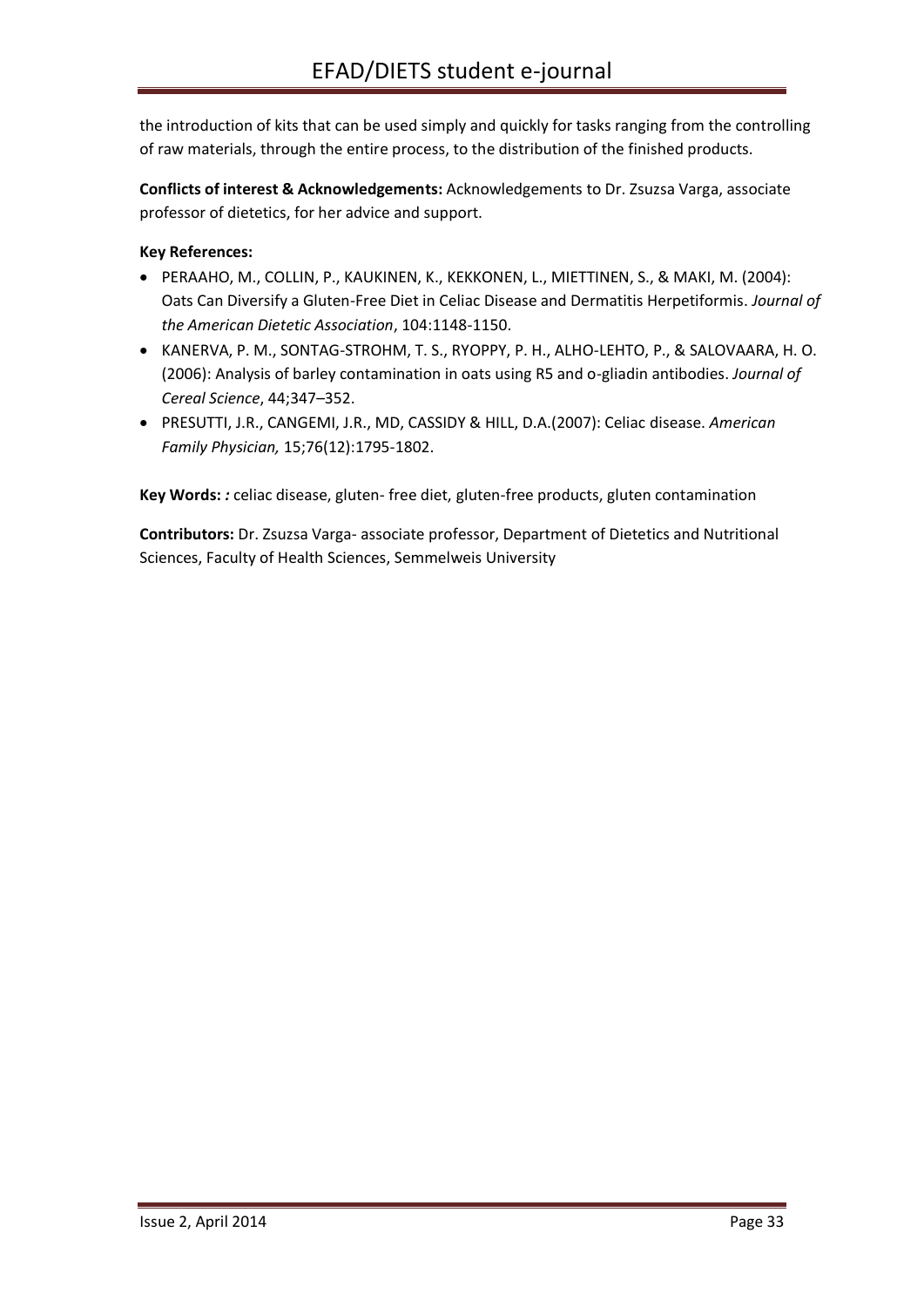the introduction of kits that can be used simply and quickly for tasks ranging from the controlling of raw materials, through the entire process, to the distribution of the finished products.

**Conflicts of interest & Acknowledgements:** Acknowledgements to Dr. Zsuzsa Varga, associate professor of dietetics, for her advice and support.

**Key References:**

- PERAAHO, M., COLLIN, P., KAUKINEN, K., KEKKONEN, L., MIETTINEN, S., & MAKI, M. (2004): Oats Can Diversify a Gluten-Free Diet in Celiac Disease and Dermatitis Herpetiformis. *Journal of the American Dietetic Association*, 104:1148-1150.
- KANERVA, P. M., SONTAG-STROHM, T. S., RYOPPY, P. H., ALHO-LEHTO, P., & SALOVAARA, H. O. (2006): Analysis of barley contamination in oats using R5 and ο-gliadin antibodies. *Journal of Cereal Science*, 44;347–352.
- PRESUTTI, J.R., CANGEMI, J.R., MD, CASSIDY & HILL, D.A.(2007): Celiac disease. *American Family Physician,* 15;76(12):1795-1802.

**Key Words:** *:* celiac disease, gluten- free diet, gluten-free products, gluten contamination

**Contributors:** Dr. Zsuzsa Varga- associate professor, Department of Dietetics and Nutritional Sciences, Faculty of Health Sciences, Semmelweis University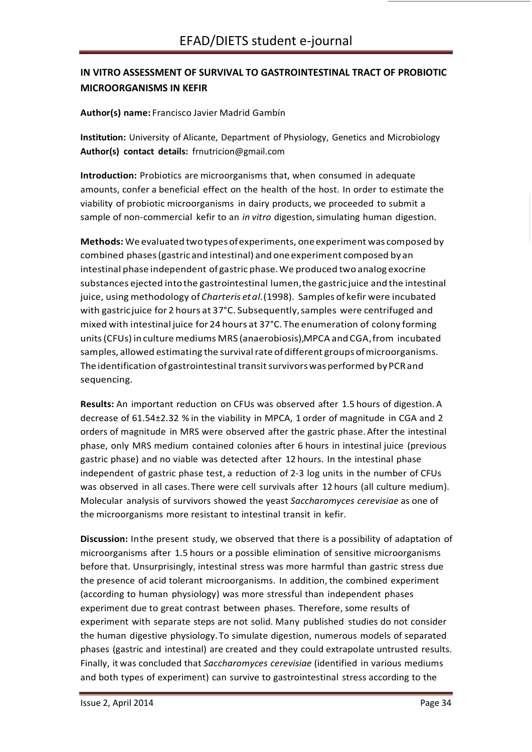## IN VITRO ASSESSMENT OF SURVIVAL TO GASTROINTESTINAL TRACT OF PROBIOTIC MICROORGANISMS IN KEFIR

**Author(s) name:** Francisco Javier Madrid Gambín

**Institution:** University of Alicante, Department of Physiology, Genetics and Microbiology
**Author(s) contact details:** frnutricion@gmail.com

**Introduction:** Probiotics are microorganisms that, when consumed in adequate amounts, confer a beneficial effect on the health of the host. In order to estimate the viability of probiotic microorganisms in dairy products, we proceeded to submit a sample of non-commercial kefir to an *in vitro* digestion, simulating human digestion.

**Methods:** We evaluated two types of experiments, one experiment was composed by combined phases (gastric and intestinal) and one experiment composed by an intestinal phase independent of gastric phase. We produced two analog exocrine substances ejected into the gastrointestinal lumen, the gastric juice and the intestinal juice, using methodology of *Charteris et al.* (1998). Samples of kefir were incubated with gastric juice for 2 hours at 37°C. Subsequently, samples were centrifuged and mixed with intestinal juice for 24 hours at 37°C. The enumeration of colony forming units (CFUs) in culture mediums MRS (anaerobiosis), MPCA and CGA, from incubated samples, allowed estimating the survival rate of different groups of microorganisms. The identification of gastrointestinal transit survivors was performed by PCR and sequencing.

**Results:** An important reduction on CFUs was observed after 1.5 hours of digestion. A decrease of 61.54±2.32 % in the viability in MPCA, 1 order of magnitude in CGA and 2 orders of magnitude in MRS were observed after the gastric phase. After the intestinal phase, only MRS medium contained colonies after 6 hours in intestinal juice (previous gastric phase) and no viable was detected after 12 hours. In the intestinal phase independent of gastric phase test, a reduction of 2-3 log units in the number of CFUs was observed in all cases. There were cell survivals after 12 hours (all culture medium). Molecular analysis of survivors showed the yeast *Saccharomyces cerevisiae* as one of the microorganisms more resistant to intestinal transit in kefir.

**Discussion:** In the present study, we observed that there is a possibility of adaptation of microorganisms after 1.5 hours or a possible elimination of sensitive microorganisms before that. Unsurprisingly, intestinal stress was more harmful than gastric stress due the presence of acid tolerant microorganisms. In addition, the combined experiment (according to human physiology) was more stressful than independent phases experiment due to great contrast between phases. Therefore, some results of experiment with separate steps are not solid. Many published studies do not consider the human digestive physiology. To simulate digestion, numerous models of separated phases (gastric and intestinal) are created and they could extrapolate untrusted results. Finally, it was concluded that *Saccharomyces cerevisiae* (identified in various mediums and both types of experiment) can survive to gastrointestinal stress according to the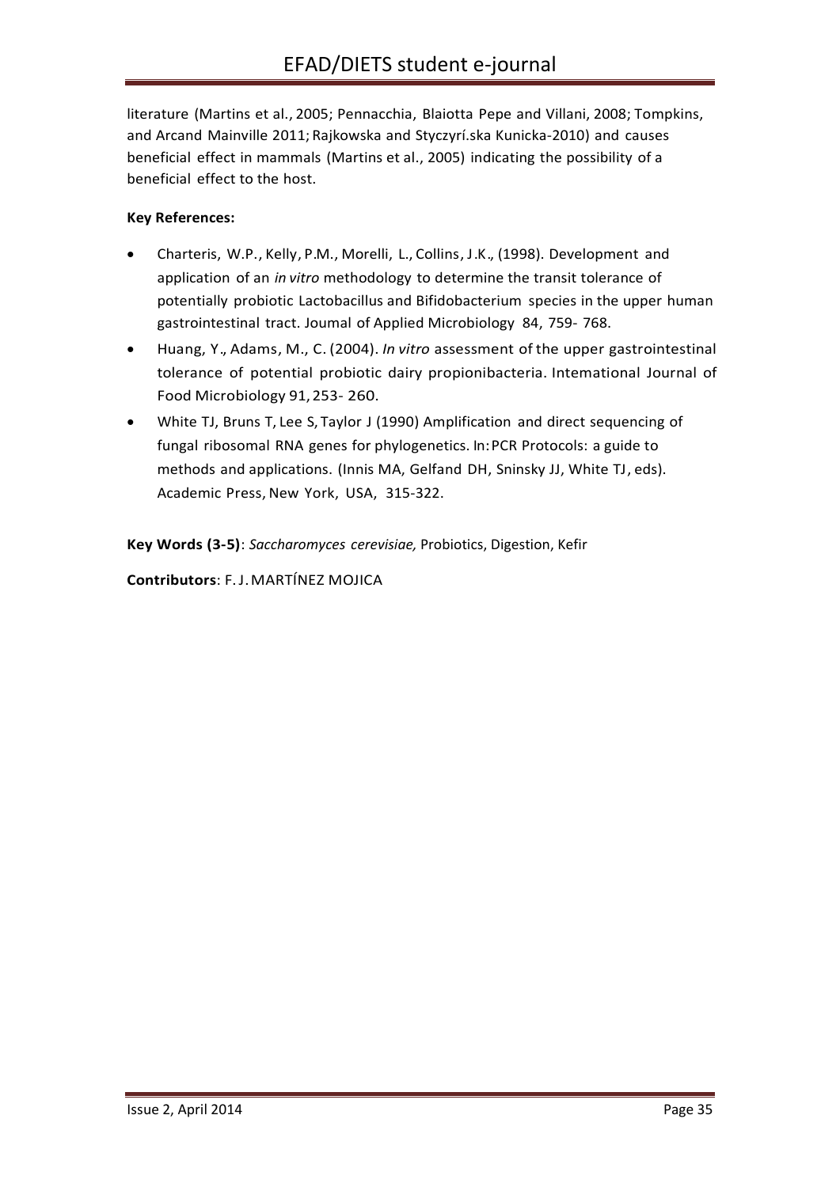literature (Martins et al., 2005; Pennacchia, Blaiotta Pepe and Villani, 2008; Tompkins, and Arcand Mainville 2011; Rajkowska and Styczyrí.ska Kunicka-2010) and causes beneficial effect in mammals (Martins et al., 2005) indicating the possibility of a beneficial effect to the host.

**Key References:**

- Charteris, W.P., Kelly, P.M., Morelli, L., Collins, J.K., (1998). Development and application of an *in vitro* methodology to determine the transit tolerance of potentially probiotic Lactobacillus and Bifidobacterium species in the upper human gastrointestinal tract. Joumal of Applied Microbiology 84, 759- 768.
- Huang, Y., Adams, M., C. (2004). *In vitro* assessment of the upper gastrointestinal tolerance of potential probiotic dairy propionibacteria. Intemational Journal of Food Microbiology 91, 253- 260.
- White TJ, Bruns T, Lee S, Taylor J (1990) Amplification and direct sequencing of fungal ribosomal RNA genes for phylogenetics. In: PCR Protocols: a guide to methods and applications. (Innis MA, Gelfand DH, Sninsky JJ, White TJ, eds). Academic Press, New York, USA, 315-322.

**Key Words (3-5)**: *Saccharomyces cerevisiae,* Probiotics, Digestion, Kefir

**Contributors**: F. J. MARTÍNEZ MOJICA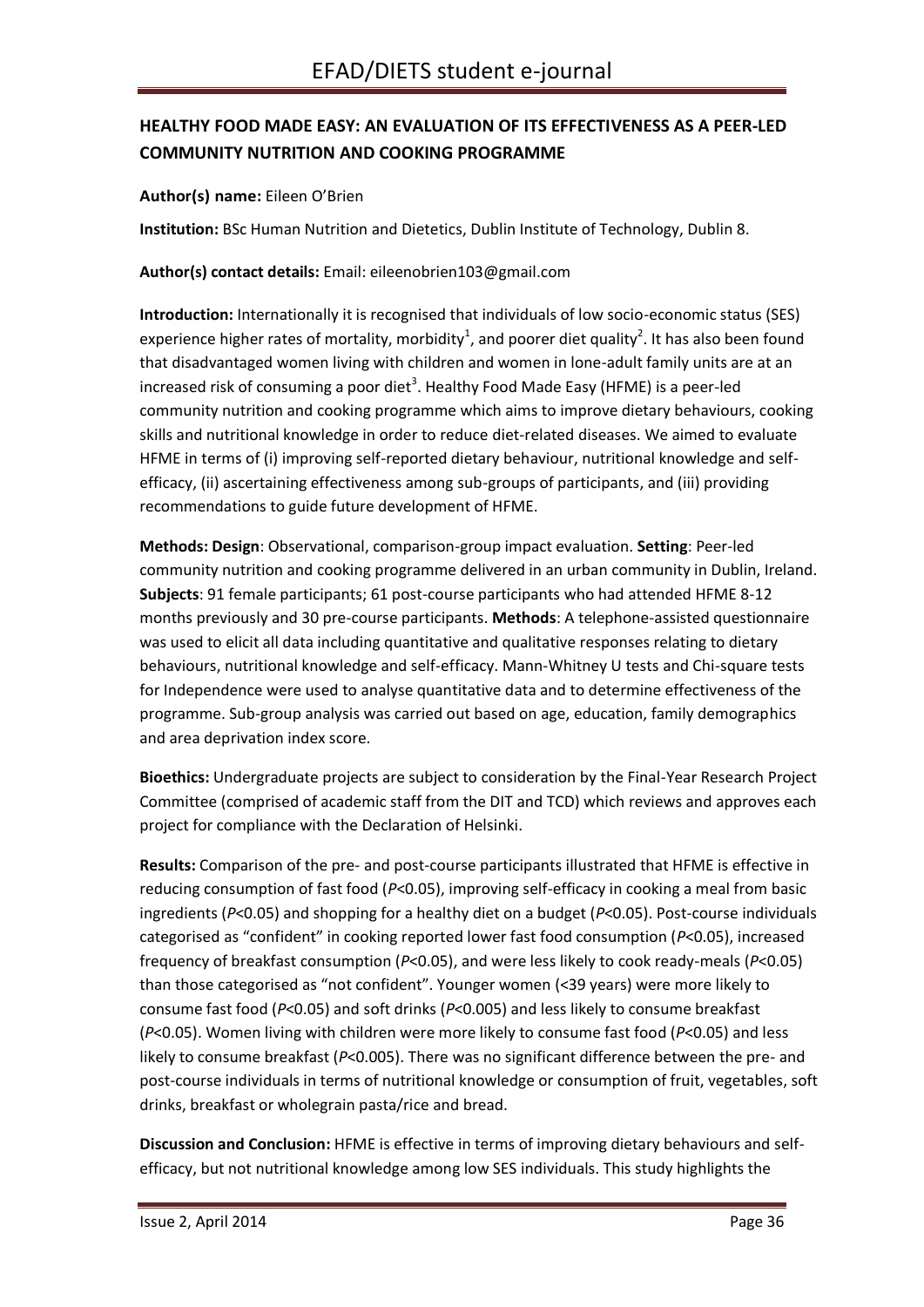## HEALTHY FOOD MADE EASY: AN EVALUATION OF ITS EFFECTIVENESS AS A PEER-LED COMMUNITY NUTRITION AND COOKING PROGRAMME

**Author(s) name:** Eileen O'Brien

**Institution:** BSc Human Nutrition and Dietetics, Dublin Institute of Technology, Dublin 8.

**Author(s) contact details:** Email: eileenobrien103@gmail.com

**Introduction:** Internationally it is recognised that individuals of low socio-economic status (SES) experience higher rates of mortality, morbidity[1], and poorer diet quality[2]. It has also been found that disadvantaged women living with children and women in lone-adult family units are at an increased risk of consuming a poor diet[3]. Healthy Food Made Easy (HFME) is a peer-led community nutrition and cooking programme which aims to improve dietary behaviours, cooking skills and nutritional knowledge in order to reduce diet-related diseases. We aimed to evaluate HFME in terms of (i) improving self-reported dietary behaviour, nutritional knowledge and self-efficacy, (ii) ascertaining effectiveness among sub-groups of participants, and (iii) providing recommendations to guide future development of HFME.

**Methods: Design**: Observational, comparison-group impact evaluation. **Setting**: Peer-led community nutrition and cooking programme delivered in an urban community in Dublin, Ireland. **Subjects**: 91 female participants; 61 post-course participants who had attended HFME 8-12 months previously and 30 pre-course participants. **Methods**: A telephone-assisted questionnaire was used to elicit all data including quantitative and qualitative responses relating to dietary behaviours, nutritional knowledge and self-efficacy. Mann-Whitney U tests and Chi-square tests for Independence were used to analyse quantitative data and to determine effectiveness of the programme. Sub-group analysis was carried out based on age, education, family demographics and area deprivation index score.

**Bioethics:** Undergraduate projects are subject to consideration by the Final-Year Research Project Committee (comprised of academic staff from the DIT and TCD) which reviews and approves each project for compliance with the Declaration of Helsinki.

**Results:** Comparison of the pre- and post-course participants illustrated that HFME is effective in reducing consumption of fast food ($P<0.05$), improving self-efficacy in cooking a meal from basic ingredients ($P<0.05$) and shopping for a healthy diet on a budget ($P<0.05$). Post-course individuals categorised as "confident" in cooking reported lower fast food consumption ($P<0.05$), increased frequency of breakfast consumption ($P<0.05$), and were less likely to cook ready-meals ($P<0.05$) than those categorised as "not confident". Younger women (<39 years) were more likely to consume fast food ($P<0.05$) and soft drinks ($P<0.005$) and less likely to consume breakfast ($P<0.05$). Women living with children were more likely to consume fast food ($P<0.05$) and less likely to consume breakfast ($P<0.005$). There was no significant difference between the pre- and post-course individuals in terms of nutritional knowledge or consumption of fruit, vegetables, soft drinks, breakfast or wholegrain pasta/rice and bread.

**Discussion and Conclusion:** HFME is effective in terms of improving dietary behaviours and self-efficacy, but not nutritional knowledge among low SES individuals. This study highlights the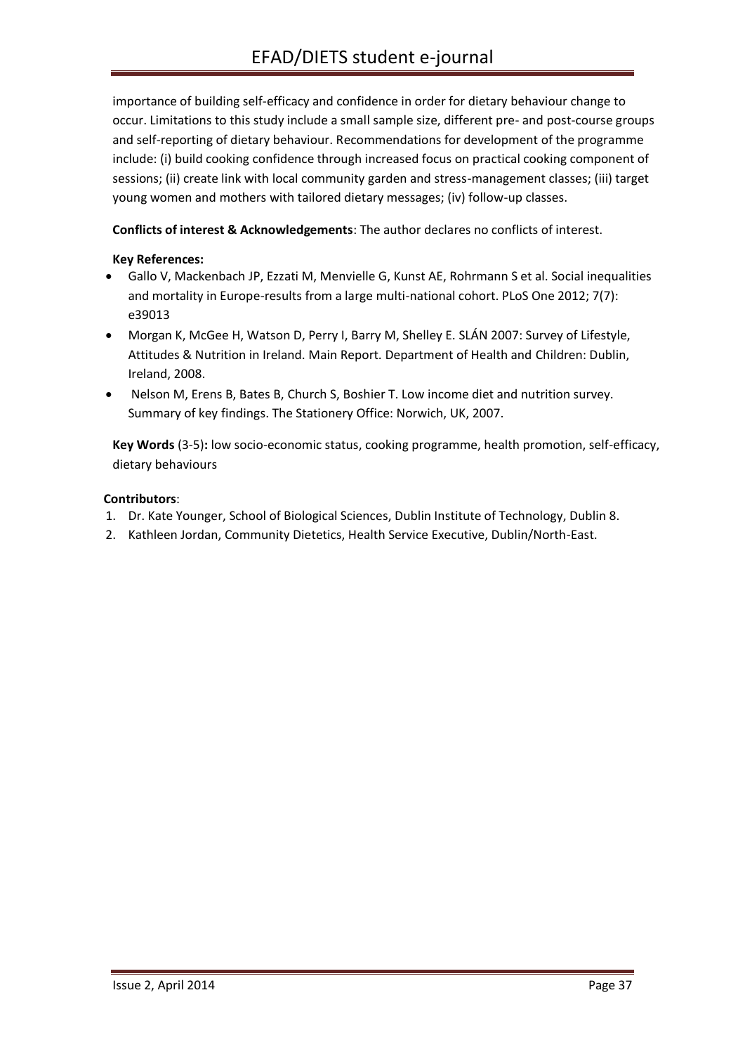importance of building self-efficacy and confidence in order for dietary behaviour change to occur. Limitations to this study include a small sample size, different pre- and post-course groups and self-reporting of dietary behaviour. Recommendations for development of the programme include: (i) build cooking confidence through increased focus on practical cooking component of sessions; (ii) create link with local community garden and stress-management classes; (iii) target young women and mothers with tailored dietary messages; (iv) follow-up classes.

**Conflicts of interest & Acknowledgements**: The author declares no conflicts of interest.

**Key References:**

- Gallo V, Mackenbach JP, Ezzati M, Menvielle G, Kunst AE, Rohrmann S et al. Social inequalities and mortality in Europe-results from a large multi-national cohort. PLoS One 2012; 7(7): e39013
- Morgan K, McGee H, Watson D, Perry I, Barry M, Shelley E. SLÁN 2007: Survey of Lifestyle, Attitudes & Nutrition in Ireland. Main Report. Department of Health and Children: Dublin, Ireland, 2008.
- Nelson M, Erens B, Bates B, Church S, Boshier T. Low income diet and nutrition survey. Summary of key findings. The Stationery Office: Norwich, UK, 2007.

**Key Words** (3-5)**:** low socio-economic status, cooking programme, health promotion, self-efficacy, dietary behaviours

**Contributors**:

1. Dr. Kate Younger, School of Biological Sciences, Dublin Institute of Technology, Dublin 8.
2. Kathleen Jordan, Community Dietetics, Health Service Executive, Dublin/North-East.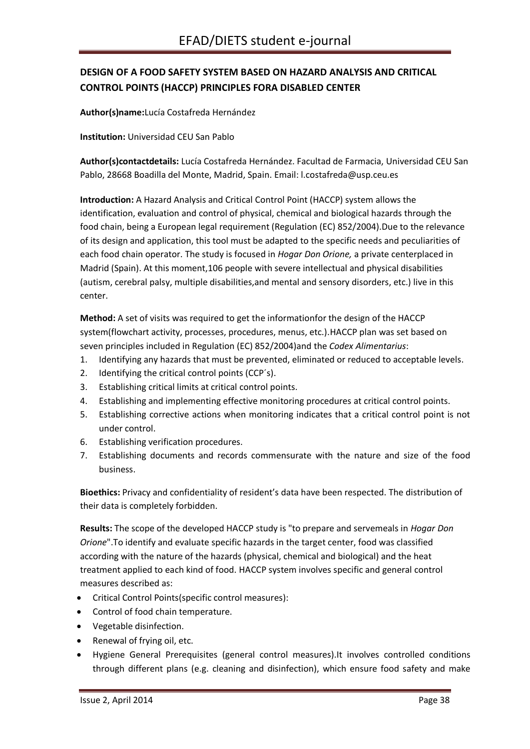## DESIGN OF A FOOD SAFETY SYSTEM BASED ON HAZARD ANALYSIS AND CRITICAL CONTROL POINTS (HACCP) PRINCIPLES FORA DISABLED CENTER

**Author(s)name:**Lucía Costafreda Hernández

**Institution:** Universidad CEU San Pablo

**Author(s)contactdetails:** Lucía Costafreda Hernández. Facultad de Farmacia, Universidad CEU San Pablo, 28668 Boadilla del Monte, Madrid, Spain. Email: l.costafreda@usp.ceu.es

**Introduction:** A Hazard Analysis and Critical Control Point (HACCP) system allows the identification, evaluation and control of physical, chemical and biological hazards through the food chain, being a European legal requirement (Regulation (EC) 852/2004).Due to the relevance of its design and application, this tool must be adapted to the specific needs and peculiarities of each food chain operator. The study is focused in *Hogar Don Orione,* a private centerplaced in Madrid (Spain). At this moment,106 people with severe intellectual and physical disabilities (autism, cerebral palsy, multiple disabilities,and mental and sensory disorders, etc.) live in this center.

**Method:** A set of visits was required to get the informationfor the design of the HACCP system(flowchart activity, processes, procedures, menus, etc.).HACCP plan was set based on seven principles included in Regulation (EC) 852/2004)and the *Codex Alimentarius*:

1. Identifying any hazards that must be prevented, eliminated or reduced to acceptable levels.
2. Identifying the critical control points (CCP´s).
3. Establishing critical limits at critical control points.
4. Establishing and implementing effective monitoring procedures at critical control points.
5. Establishing corrective actions when monitoring indicates that a critical control point is not under control.
6. Establishing verification procedures.
7. Establishing documents and records commensurate with the nature and size of the food business.

**Bioethics:** Privacy and confidentiality of resident's data have been respected. The distribution of their data is completely forbidden.

**Results:** The scope of the developed HACCP study is "to prepare and servemeals in *Hogar Don Orione*".To identify and evaluate specific hazards in the target center, food was classified according with the nature of the hazards (physical, chemical and biological) and the heat treatment applied to each kind of food. HACCP system involves specific and general control measures described as:

- Critical Control Points(specific control measures):
- Control of food chain temperature.
- Vegetable disinfection.
- Renewal of frying oil, etc.
- Hygiene General Prerequisites (general control measures).It involves controlled conditions through different plans (e.g. cleaning and disinfection), which ensure food safety and make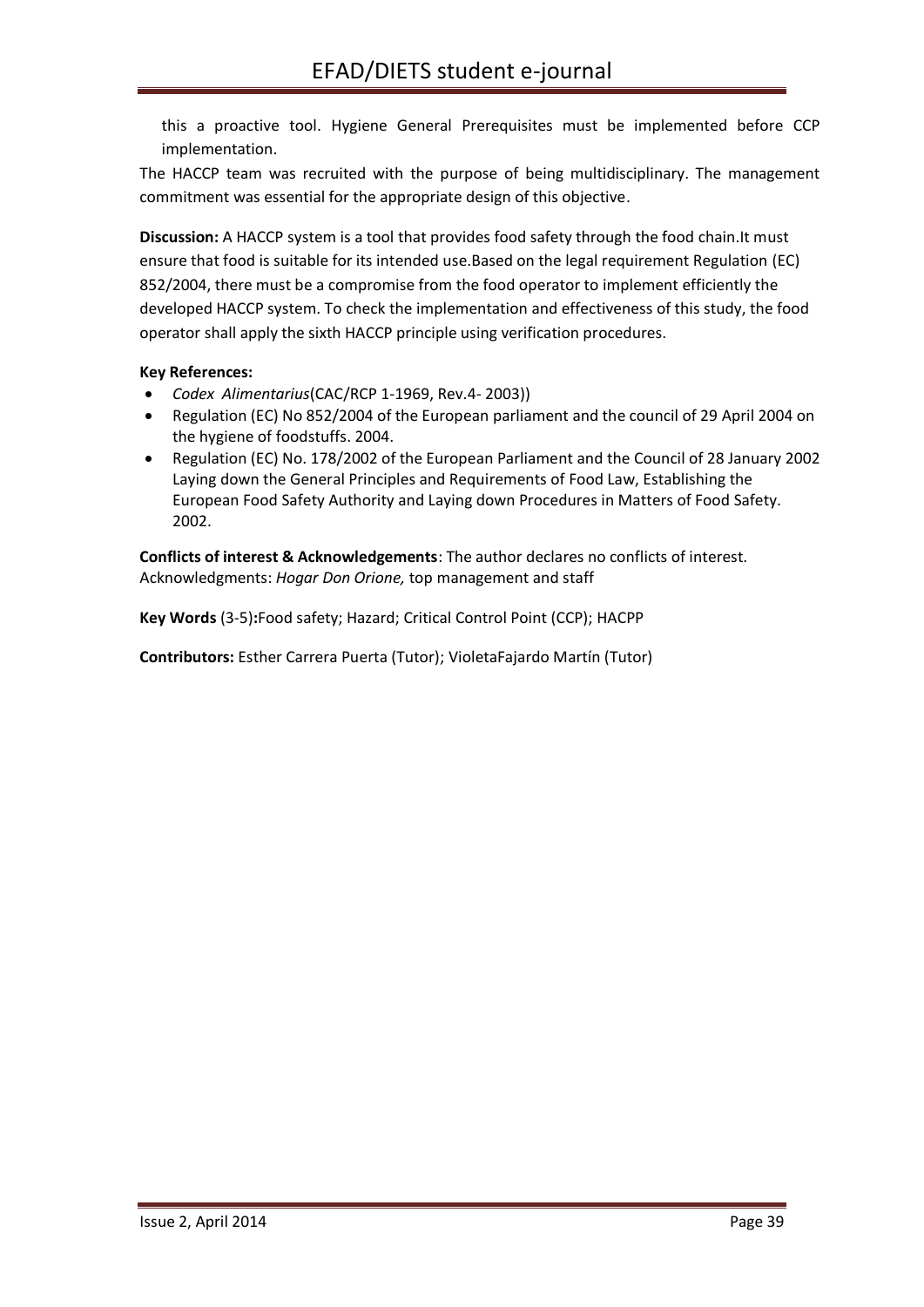this a proactive tool. Hygiene General Prerequisites must be implemented before CCP implementation.

The HACCP team was recruited with the purpose of being multidisciplinary. The management commitment was essential for the appropriate design of this objective.

**Discussion:** A HACCP system is a tool that provides food safety through the food chain.It must ensure that food is suitable for its intended use.Based on the legal requirement Regulation (EC) 852/2004, there must be a compromise from the food operator to implement efficiently the developed HACCP system. To check the implementation and effectiveness of this study, the food operator shall apply the sixth HACCP principle using verification procedures.

**Key References:**

- *Codex Alimentarius*(CAC/RCP 1-1969, Rev.4- 2003))
- Regulation (EC) No 852/2004 of the European parliament and the council of 29 April 2004 on the hygiene of foodstuffs. 2004.
- Regulation (EC) No. 178/2002 of the European Parliament and the Council of 28 January 2002 Laying down the General Principles and Requirements of Food Law, Establishing the European Food Safety Authority and Laying down Procedures in Matters of Food Safety. 2002.

**Conflicts of interest & Acknowledgements**: The author declares no conflicts of interest. Acknowledgments: *Hogar Don Orione,* top management and staff

**Key Words** (3-5)**:**Food safety; Hazard; Critical Control Point (CCP); HACPP

**Contributors:** Esther Carrera Puerta (Tutor); VioletaFajardo Martín (Tutor)